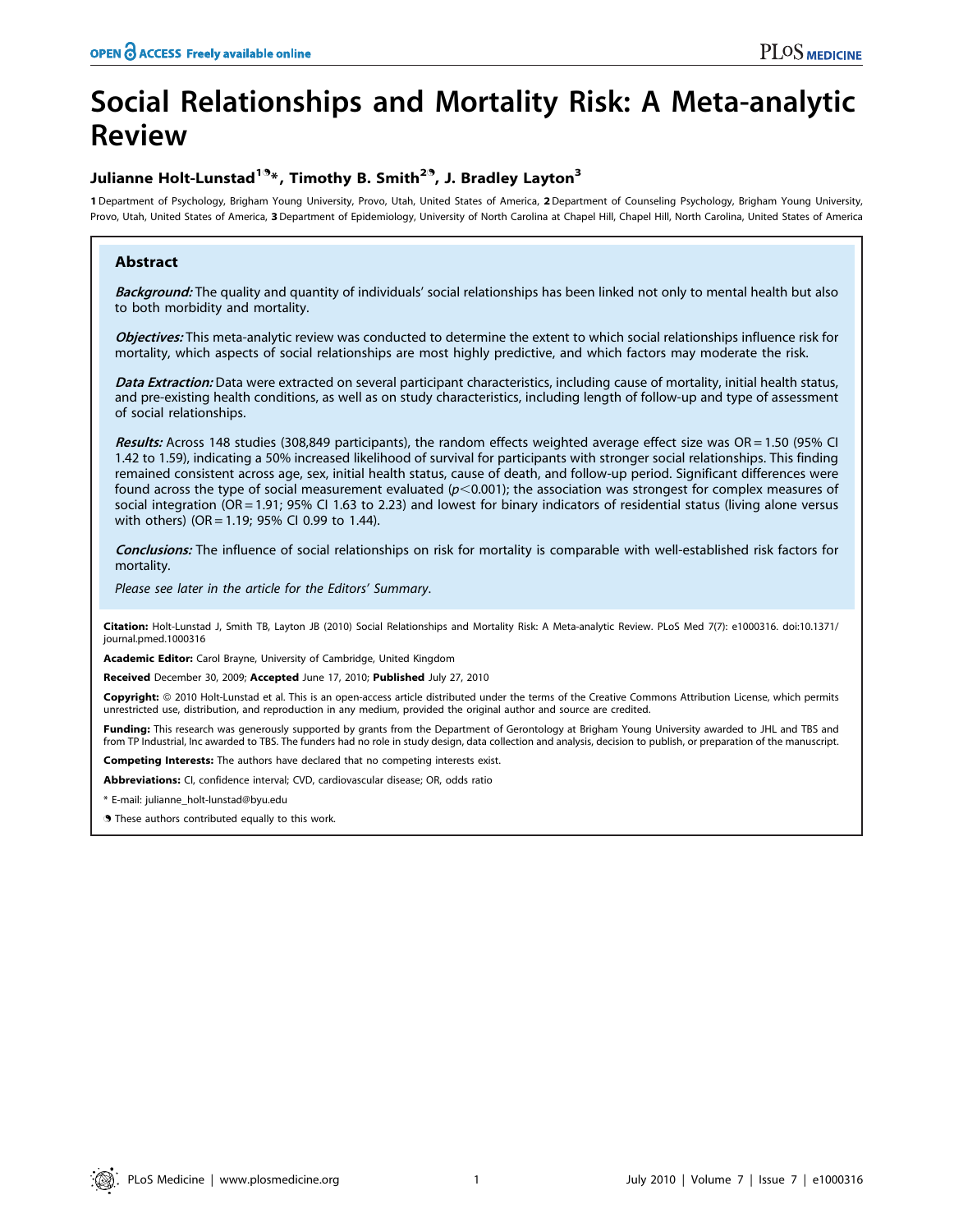# Social Relationships and Mortality Risk: A Meta-analytic Review

**Julianne Holt-Lunstad[1]*, Timothy B. Smith[2], J. Bradley Layton[3]**

1 Department of Psychology, Brigham Young University, Provo, Utah, United States of America, 2 Department of Counseling Psychology, Brigham Young University, Provo, Utah, United States of America, 3 Department of Epidemiology, University of North Carolina at Chapel Hill, Chapel Hill, North Carolina, United States of America

## Abstract

***Background:*** The quality and quantity of individuals' social relationships has been linked not only to mental health but also to both morbidity and mortality.

***Objectives:*** This meta-analytic review was conducted to determine the extent to which social relationships influence risk for mortality, which aspects of social relationships are most highly predictive, and which factors may moderate the risk.

***Data Extraction:*** Data were extracted on several participant characteristics, including cause of mortality, initial health status, and pre-existing health conditions, as well as on study characteristics, including length of follow-up and type of assessment of social relationships.

***Results:*** Across 148 studies (308,849 participants), the random effects weighted average effect size was OR = 1.50 (95% CI 1.42 to 1.59), indicating a 50% increased likelihood of survival for participants with stronger social relationships. This finding remained consistent across age, sex, initial health status, cause of death, and follow-up period. Significant differences were found across the type of social measurement evaluated ($p < 0.001$); the association was strongest for complex measures of social integration (OR = 1.91; 95% CI 1.63 to 2.23) and lowest for binary indicators of residential status (living alone versus with others) (OR = 1.19; 95% CI 0.99 to 1.44).

***Conclusions:*** The influence of social relationships on risk for mortality is comparable with well-established risk factors for mortality.

*Please see later in the article for the Editors' Summary.*

**Citation:** Holt-Lunstad J, Smith TB, Layton JB (2010) Social Relationships and Mortality Risk: A Meta-analytic Review. PLoS Med 7(7): e1000316. doi:10.1371/journal.pmed.1000316

**Academic Editor:** Carol Brayne, University of Cambridge, United Kingdom

**Received** December 30, 2009; **Accepted** June 17, 2010; **Published** July 27, 2010

**Copyright:** © 2010 Holt-Lunstad et al. This is an open-access article distributed under the terms of the Creative Commons Attribution License, which permits unrestricted use, distribution, and reproduction in any medium, provided the original author and source are credited.

**Funding:** This research was generously supported by grants from the Department of Gerontology at Brigham Young University awarded to JHL and TBS and from TP Industrial, Inc awarded to TBS. The funders had no role in study design, data collection and analysis, decision to publish, or preparation of the manuscript.

**Competing Interests:** The authors have declared that no competing interests exist.

**Abbreviations:** CI, confidence interval; CVD, cardiovascular disease; OR, odds ratio

* E-mail: julianne_holt-lunstad@byu.edu

These authors contributed equally to this work.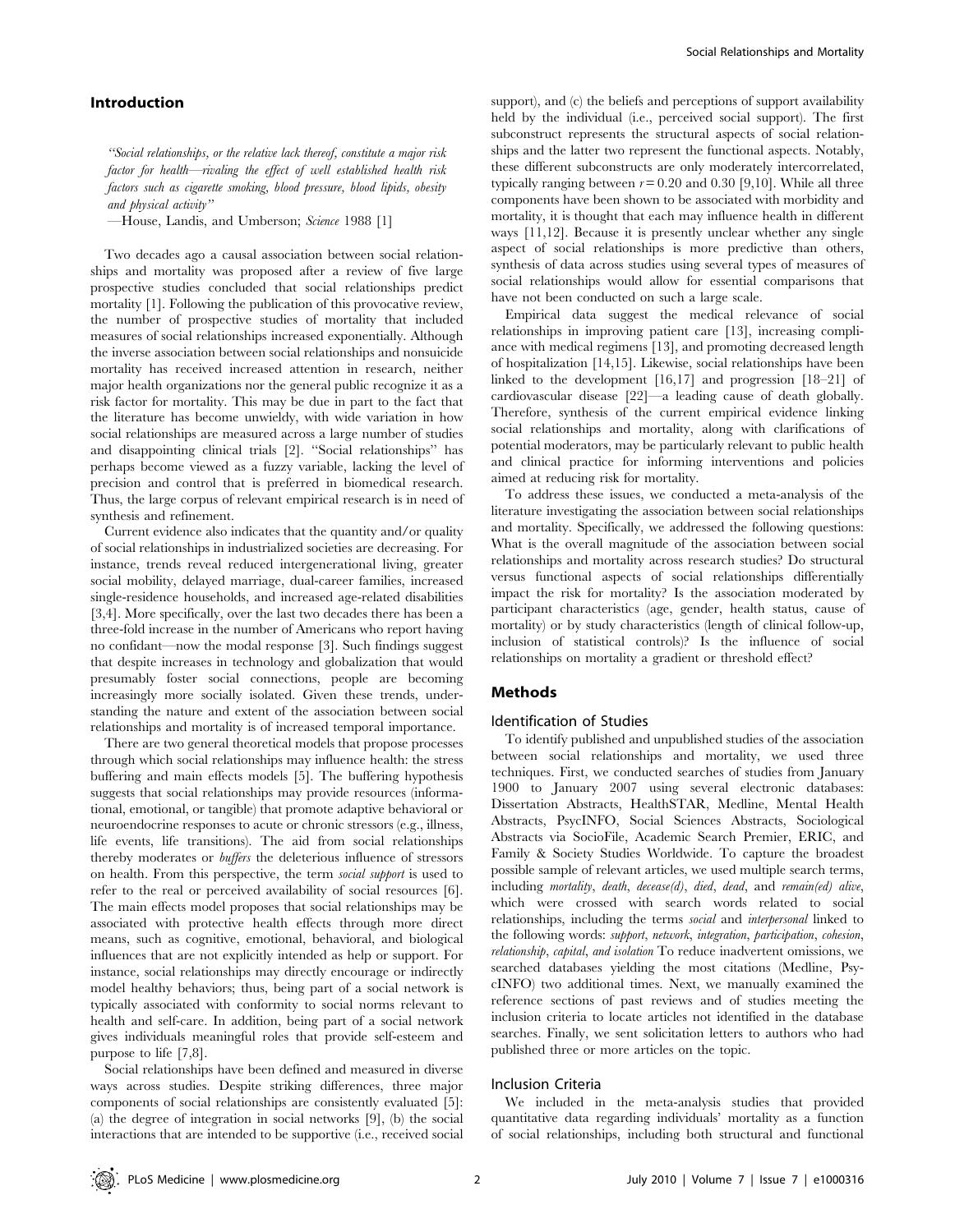## Introduction

> *"Social relationships, or the relative lack thereof, constitute a major risk factor for health—rivaling the effect of well established health risk factors such as cigarette smoking, blood pressure, blood lipids, obesity and physical activity"*
>
> —House, Landis, and Umberson; *Science* 1988 [1]

Two decades ago a causal association between social relationships and mortality was proposed after a review of five large prospective studies concluded that social relationships predict mortality [1]. Following the publication of this provocative review, the number of prospective studies of mortality that included measures of social relationships increased exponentially. Although the inverse association between social relationships and nonsuicide mortality has received increased attention in research, neither major health organizations nor the general public recognize it as a risk factor for mortality. This may be due in part to the fact that the literature has become unwieldy, with wide variation in how social relationships are measured across a large number of studies and disappointing clinical trials [2]. "Social relationships" has perhaps become viewed as a fuzzy variable, lacking the level of precision and control that is preferred in biomedical research. Thus, the large corpus of relevant empirical research is in need of synthesis and refinement.

Current evidence also indicates that the quantity and/or quality of social relationships in industrialized societies are decreasing. For instance, trends reveal reduced intergenerational living, greater social mobility, delayed marriage, dual-career families, increased single-residence households, and increased age-related disabilities [3,4]. More specifically, over the last two decades there has been a three-fold increase in the number of Americans who report having no confidant—now the modal response [3]. Such findings suggest that despite increases in technology and globalization that would presumably foster social connections, people are becoming increasingly more socially isolated. Given these trends, understanding the nature and extent of the association between social relationships and mortality is of increased temporal importance.

There are two general theoretical models that propose processes through which social relationships may influence health: the stress buffering and main effects models [5]. The buffering hypothesis suggests that social relationships may provide resources (informational, emotional, or tangible) that promote adaptive behavioral or neuroendocrine responses to acute or chronic stressors (e.g., illness, life events, life transitions). The aid from social relationships thereby moderates or *buffers* the deleterious influence of stressors on health. From this perspective, the term *social support* is used to refer to the real or perceived availability of social resources [6]. The main effects model proposes that social relationships may be associated with protective health effects through more direct means, such as cognitive, emotional, behavioral, and biological influences that are not explicitly intended as help or support. For instance, social relationships may directly encourage or indirectly model healthy behaviors; thus, being part of a social network is typically associated with conformity to social norms relevant to health and self-care. In addition, being part of a social network gives individuals meaningful roles that provide self-esteem and purpose to life [7,8].

Social relationships have been defined and measured in diverse ways across studies. Despite striking differences, three major components of social relationships are consistently evaluated [5]: (a) the degree of integration in social networks [9], (b) the social interactions that are intended to be supportive (i.e., received social support), and (c) the beliefs and perceptions of support availability held by the individual (i.e., perceived social support). The first subconstruct represents the structural aspects of social relationships and the latter two represent the functional aspects. Notably, these different subconstructs are only moderately intercorrelated, typically ranging between $r = 0.20$ and 0.30 [9,10]. While all three components have been shown to be associated with morbidity and mortality, it is thought that each may influence health in different ways [11,12]. Because it is presently unclear whether any single aspect of social relationships is more predictive than others, synthesis of data across studies using several types of measures of social relationships would allow for essential comparisons that have not been conducted on such a large scale.

Empirical data suggest the medical relevance of social relationships in improving patient care [13], increasing compliance with medical regimens [13], and promoting decreased length of hospitalization [14,15]. Likewise, social relationships have been linked to the development [16,17] and progression [18–21] of cardiovascular disease [22]—a leading cause of death globally. Therefore, synthesis of the current empirical evidence linking social relationships and mortality, along with clarifications of potential moderators, may be particularly relevant to public health and clinical practice for informing interventions and policies aimed at reducing risk for mortality.

To address these issues, we conducted a meta-analysis of the literature investigating the association between social relationships and mortality. Specifically, we addressed the following questions: What is the overall magnitude of the association between social relationships and mortality across research studies? Do structural versus functional aspects of social relationships differentially impact the risk for mortality? Is the association moderated by participant characteristics (age, gender, health status, cause of mortality) or by study characteristics (length of clinical follow-up, inclusion of statistical controls)? Is the influence of social relationships on mortality a gradient or threshold effect?

## Methods

### Identification of Studies

To identify published and unpublished studies of the association between social relationships and mortality, we used three techniques. First, we conducted searches of studies from January 1900 to January 2007 using several electronic databases: Dissertation Abstracts, HealthSTAR, Medline, Mental Health Abstracts, PsycINFO, Social Sciences Abstracts, Sociological Abstracts via SocioFile, Academic Search Premier, ERIC, and Family & Society Studies Worldwide. To capture the broadest possible sample of relevant articles, we used multiple search terms, including *mortality*, *death*, *decease(d)*, *died*, *dead*, and *remain(ed) alive*, which were crossed with search words related to social relationships, including the terms *social* and *interpersonal* linked to the following words: *support*, *network*, *integration*, *participation*, *cohesion*, *relationship*, *capital*, *and isolation* To reduce inadvertent omissions, we searched databases yielding the most citations (Medline, PsycINFO) two additional times. Next, we manually examined the reference sections of past reviews and of studies meeting the inclusion criteria to locate articles not identified in the database searches. Finally, we sent solicitation letters to authors who had published three or more articles on the topic.

### Inclusion Criteria

We included in the meta-analysis studies that provided quantitative data regarding individuals' mortality as a function of social relationships, including both structural and functional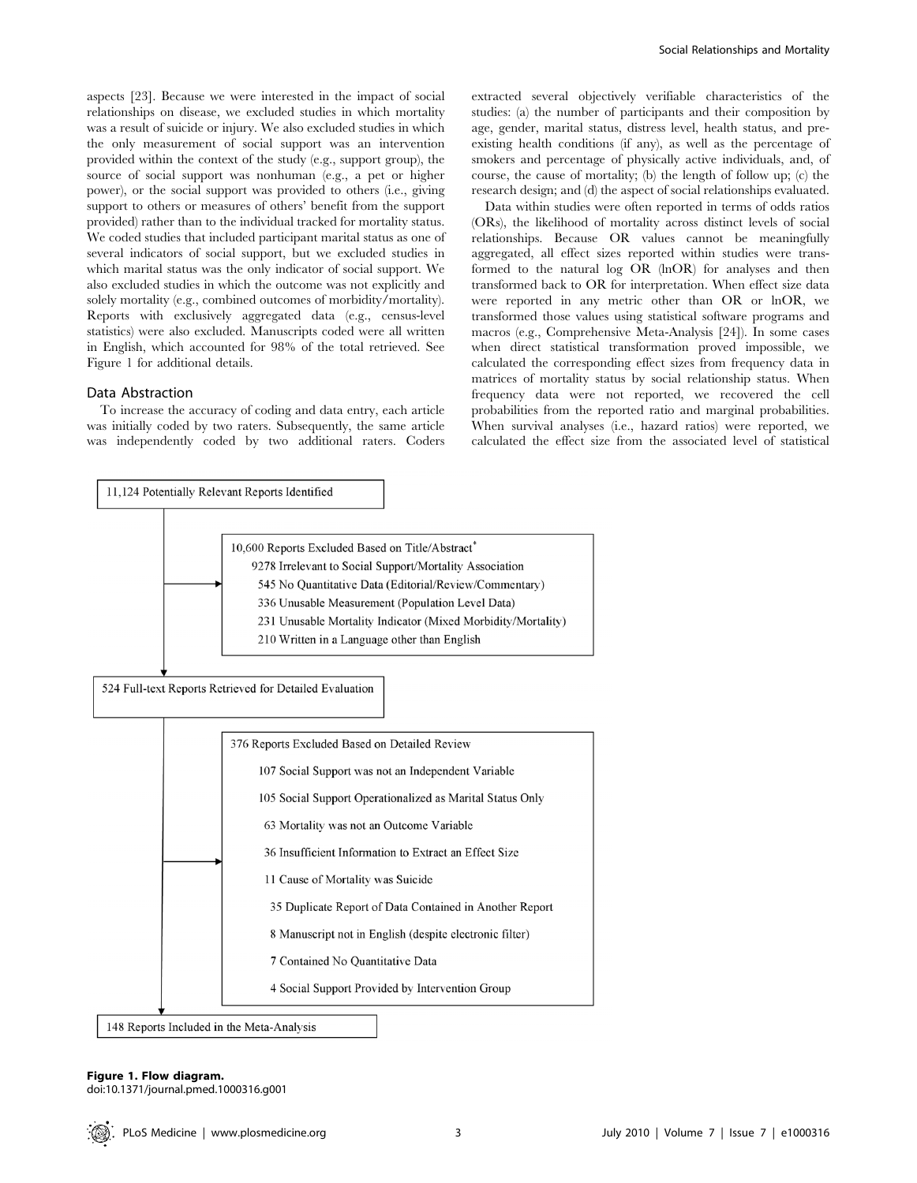aspects [23]. Because we were interested in the impact of social relationships on disease, we excluded studies in which mortality was a result of suicide or injury. We also excluded studies in which the only measurement of social support was an intervention provided within the context of the study (e.g., support group), the source of social support was nonhuman (e.g., a pet or higher power), or the social support was provided to others (i.e., giving support to others or measures of others' benefit from the support provided) rather than to the individual tracked for mortality status. We coded studies that included participant marital status as one of several indicators of social support, but we excluded studies in which marital status was the only indicator of social support. We also excluded studies in which the outcome was not explicitly and solely mortality (e.g., combined outcomes of morbidity/mortality). Reports with exclusively aggregated data (e.g., census-level statistics) were also excluded. Manuscripts coded were all written in English, which accounted for 98% of the total retrieved. See Figure 1 for additional details.

## Data Abstraction

To increase the accuracy of coding and data entry, each article was initially coded by two raters. Subsequently, the same article was independently coded by two additional raters. Coders extracted several objectively verifiable characteristics of the studies: (a) the number of participants and their composition by age, gender, marital status, distress level, health status, and pre-existing health conditions (if any), as well as the percentage of smokers and percentage of physically active individuals, and, of course, the cause of mortality; (b) the length of follow up; (c) the research design; and (d) the aspect of social relationships evaluated.

Data within studies were often reported in terms of odds ratios (ORs), the likelihood of mortality across distinct levels of social relationships. Because OR values cannot be meaningfully aggregated, all effect sizes reported within studies were transformed to the natural log OR (lnOR) for analyses and then transformed back to OR for interpretation. When effect size data were reported in any metric other than OR or lnOR, we transformed those values using statistical software programs and macros (e.g., Comprehensive Meta-Analysis [24]). In some cases when direct statistical transformation proved impossible, we calculated the corresponding effect sizes from frequency data in matrices of mortality status by social relationship status. When frequency data were not reported, we recovered the cell probabilities from the reported ratio and marginal probabilities. When survival analyses (i.e., hazard ratios) were reported, we calculated the effect size from the associated level of statistical

11,124 Potentially Relevant Reports Identified

10,600 Reports Excluded Based on Title/Abstract*
- 9278 Irrelevant to Social Support/Mortality Association
- 545 No Quantitative Data (Editorial/Review/Commentary)
- 336 Unusable Measurement (Population Level Data)
- 231 Unusable Mortality Indicator (Mixed Morbidity/Mortality)
- 210 Written in a Language other than English

524 Full-text Reports Retrieved for Detailed Evaluation

376 Reports Excluded Based on Detailed Review
- 107 Social Support was not an Independent Variable
- 105 Social Support Operationalized as Marital Status Only
- 63 Mortality was not an Outcome Variable
- 36 Insufficient Information to Extract an Effect Size
- 11 Cause of Mortality was Suicide
- 35 Duplicate Report of Data Contained in Another Report
- 8 Manuscript not in English (despite electronic filter)
- 7 Contained No Quantitative Data
- 4 Social Support Provided by Intervention Group

148 Reports Included in the Meta-Analysis

**Figure 1. Flow diagram.**
doi:10.1371/journal.pmed.1000316.g001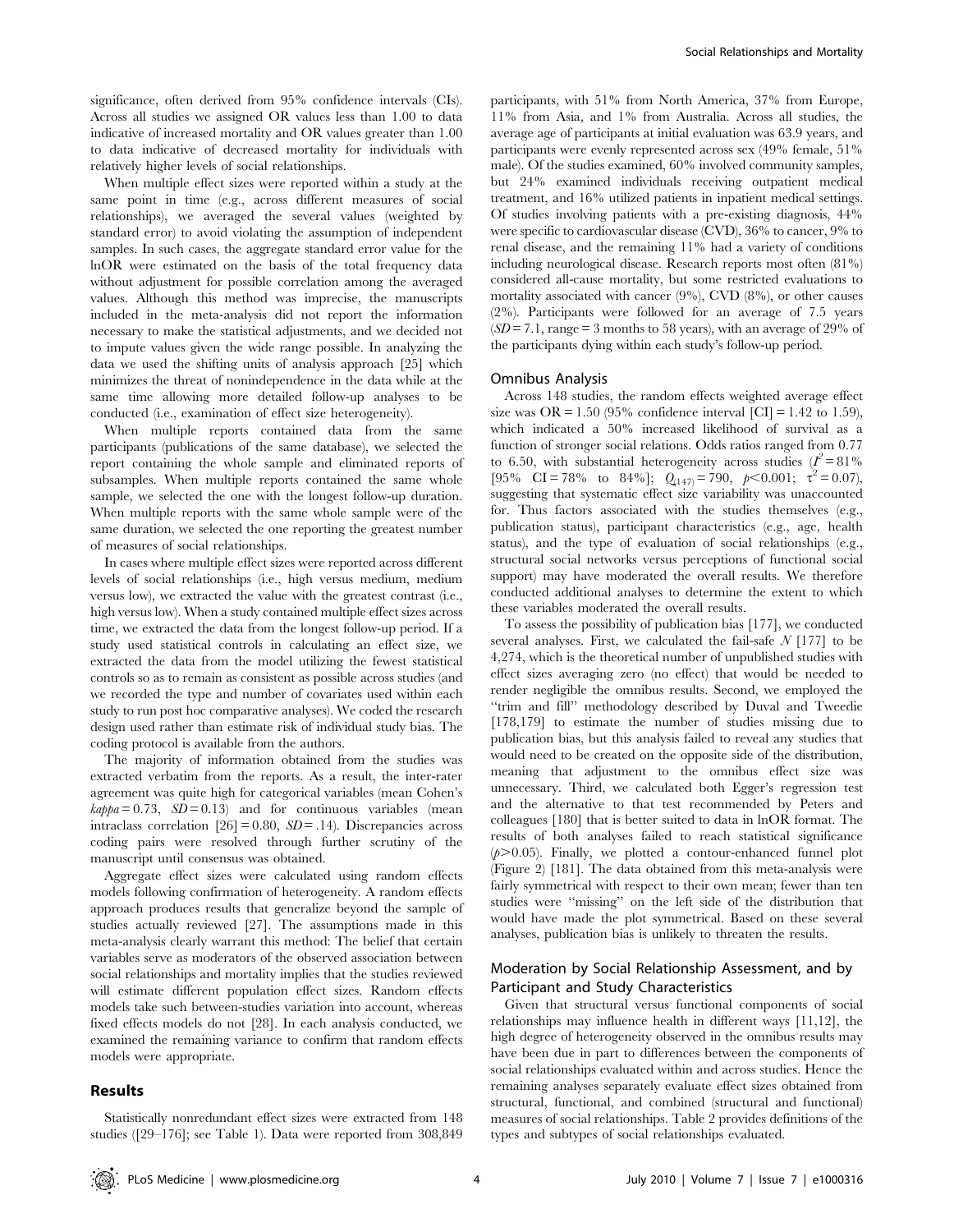significance, often derived from 95% confidence intervals (CIs). Across all studies we assigned OR values less than 1.00 to data indicative of increased mortality and OR values greater than 1.00 to data indicative of decreased mortality for individuals with relatively higher levels of social relationships.

When multiple effect sizes were reported within a study at the same point in time (e.g., across different measures of social relationships), we averaged the several values (weighted by standard error) to avoid violating the assumption of independent samples. In such cases, the aggregate standard error value for the lnOR were estimated on the basis of the total frequency data without adjustment for possible correlation among the averaged values. Although this method was imprecise, the manuscripts included in the meta-analysis did not report the information necessary to make the statistical adjustments, and we decided not to impute values given the wide range possible. In analyzing the data we used the shifting units of analysis approach [25] which minimizes the threat of nonindependence in the data while at the same time allowing more detailed follow-up analyses to be conducted (i.e., examination of effect size heterogeneity).

When multiple reports contained data from the same participants (publications of the same database), we selected the report containing the whole sample and eliminated reports of subsamples. When multiple reports contained the same whole sample, we selected the one with the longest follow-up duration. When multiple reports with the same whole sample were of the same duration, we selected the one reporting the greatest number of measures of social relationships.

In cases where multiple effect sizes were reported across different levels of social relationships (i.e., high versus medium, medium versus low), we extracted the value with the greatest contrast (i.e., high versus low). When a study contained multiple effect sizes across time, we extracted the data from the longest follow-up period. If a study used statistical controls in calculating an effect size, we extracted the data from the model utilizing the fewest statistical controls so as to remain as consistent as possible across studies (and we recorded the type and number of covariates used within each study to run post hoc comparative analyses). We coded the research design used rather than estimate risk of individual study bias. The coding protocol is available from the authors.

The majority of information obtained from the studies was extracted verbatim from the reports. As a result, the inter-rater agreement was quite high for categorical variables (mean Cohen's *kappa* = 0.73, *SD* = 0.13) and for continuous variables (mean intraclass correlation [26] = 0.80, *SD* = .14). Discrepancies across coding pairs were resolved through further scrutiny of the manuscript until consensus was obtained.

Aggregate effect sizes were calculated using random effects models following confirmation of heterogeneity. A random effects approach produces results that generalize beyond the sample of studies actually reviewed [27]. The assumptions made in this meta-analysis clearly warrant this method: The belief that certain variables serve as moderators of the observed association between social relationships and mortality implies that the studies reviewed will estimate different population effect sizes. Random effects models take such between-studies variation into account, whereas fixed effects models do not [28]. In each analysis conducted, we examined the remaining variance to confirm that random effects models were appropriate.

## Results

Statistically nonredundant effect sizes were extracted from 148 studies ([29–176]; see Table 1). Data were reported from 308,849 participants, with 51% from North America, 37% from Europe, 11% from Asia, and 1% from Australia. Across all studies, the average age of participants at initial evaluation was 63.9 years, and participants were evenly represented across sex (49% female, 51% male). Of the studies examined, 60% involved community samples, but 24% examined individuals receiving outpatient medical treatment, and 16% utilized patients in inpatient medical settings. Of studies involving patients with a pre-existing diagnosis, 44% were specific to cardiovascular disease (CVD), 36% to cancer, 9% to renal disease, and the remaining 11% had a variety of conditions including neurological disease. Research reports most often (81%) considered all-cause mortality, but some restricted evaluations to mortality associated with cancer (9%), CVD (8%), or other causes (2%). Participants were followed for an average of 7.5 years (*SD* = 7.1, range = 3 months to 58 years), with an average of 29% of the participants dying within each study's follow-up period.

### Omnibus Analysis

Across 148 studies, the random effects weighted average effect size was OR = 1.50 (95% confidence interval [CI] = 1.42 to 1.59), which indicated a 50% increased likelihood of survival as a function of stronger social relations. Odds ratios ranged from 0.77 to 6.50, with substantial heterogeneity across studies ($I^2 = 81\%$ [95% CI = 78% to 84%]; $Q_{(147)} = 790$, $p < 0.001$; $\tau^2 = 0.07$), suggesting that systematic effect size variability was unaccounted for. Thus factors associated with the studies themselves (e.g., publication status), participant characteristics (e.g., age, health status), and the type of evaluation of social relationships (e.g., structural social networks versus perceptions of functional social support) may have moderated the overall results. We therefore conducted additional analyses to determine the extent to which these variables moderated the overall results.

To assess the possibility of publication bias [177], we conducted several analyses. First, we calculated the fail-safe $N$ [177] to be 4,274, which is the theoretical number of unpublished studies with effect sizes averaging zero (no effect) that would be needed to render negligible the omnibus results. Second, we employed the "trim and fill" methodology described by Duval and Tweedie [178,179] to estimate the number of studies missing due to publication bias, but this analysis failed to reveal any studies that would need to be created on the opposite side of the distribution, meaning that adjustment to the omnibus effect size was unnecessary. Third, we calculated both Egger's regression test and the alternative to that test recommended by Peters and colleagues [180] that is better suited to data in lnOR format. The results of both analyses failed to reach statistical significance ($p > 0.05$). Finally, we plotted a contour-enhanced funnel plot (Figure 2) [181]. The data obtained from this meta-analysis were fairly symmetrical with respect to their own mean; fewer than ten studies were "missing" on the left side of the distribution that would have made the plot symmetrical. Based on these several analyses, publication bias is unlikely to threaten the results.

## Moderation by Social Relationship Assessment, and by Participant and Study Characteristics

Given that structural versus functional components of social relationships may influence health in different ways [11,12], the high degree of heterogeneity observed in the omnibus results may have been due in part to differences between the components of social relationships evaluated within and across studies. Hence the remaining analyses separately evaluate effect sizes obtained from structural, functional, and combined (structural and functional) measures of social relationships. Table 2 provides definitions of the types and subtypes of social relationships evaluated.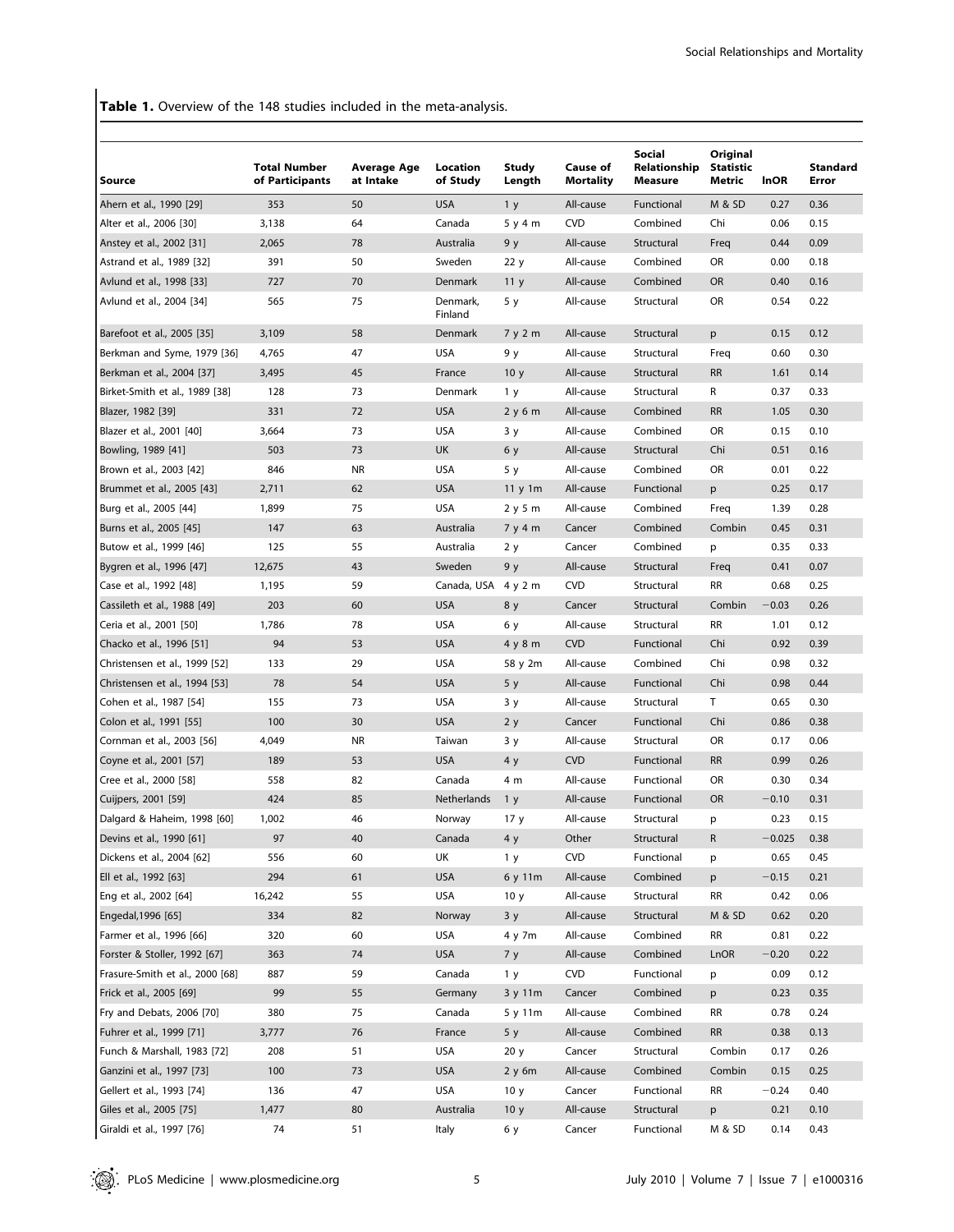**Table 1.** Overview of the 148 studies included in the meta-analysis.

| Source | Total Number of Participants | Average Age at Intake | Location of Study | Study Length | Cause of Mortality | Social Relationship Measure | Original Statistic Metric | lnOR | Standard Error |
|---|---|---|---|---|---|---|---|---|---|
| Ahern et al., 1990 [29] | 353 | 50 | USA | 1 y | All-cause | Functional | M & SD | 0.27 | 0.36 |
| Alter et al., 2006 [30] | 3,138 | 64 | Canada | 5 y 4 m | CVD | Combined | Chi | 0.06 | 0.15 |
| Anstey et al., 2002 [31] | 2,065 | 78 | Australia | 9 y | All-cause | Structural | Freq | 0.44 | 0.09 |
| Astrand et al., 1989 [32] | 391 | 50 | Sweden | 22 y | All-cause | Combined | OR | 0.00 | 0.18 |
| Avlund et al., 1998 [33] | 727 | 70 | Denmark | 11 y | All-cause | Combined | OR | 0.40 | 0.16 |
| Avlund et al., 2004 [34] | 565 | 75 | Denmark, Finland | 5 y | All-cause | Structural | OR | 0.54 | 0.22 |
| Barefoot et al., 2005 [35] | 3,109 | 58 | Denmark | 7 y 2 m | All-cause | Structural | p | 0.15 | 0.12 |
| Berkman and Syme, 1979 [36] | 4,765 | 47 | USA | 9 y | All-cause | Structural | Freq | 0.60 | 0.30 |
| Berkman et al., 2004 [37] | 3,495 | 45 | France | 10 y | All-cause | Structural | RR | 1.61 | 0.14 |
| Birket-Smith et al., 1989 [38] | 128 | 73 | Denmark | 1 y | All-cause | Structural | R | 0.37 | 0.33 |
| Blazer, 1982 [39] | 331 | 72 | USA | 2 y 6 m | All-cause | Combined | RR | 1.05 | 0.30 |
| Blazer et al., 2001 [40] | 3,664 | 73 | USA | 3 y | All-cause | Combined | OR | 0.15 | 0.10 |
| Bowling, 1989 [41] | 503 | 73 | UK | 6 y | All-cause | Structural | Chi | 0.51 | 0.16 |
| Brown et al., 2003 [42] | 846 | NR | USA | 5 y | All-cause | Combined | OR | 0.01 | 0.22 |
| Brummet et al., 2005 [43] | 2,711 | 62 | USA | 11 y 1m | All-cause | Functional | p | 0.25 | 0.17 |
| Burg et al., 2005 [44] | 1,899 | 75 | USA | 2 y 5 m | All-cause | Combined | Freq | 1.39 | 0.28 |
| Burns et al., 2005 [45] | 147 | 63 | Australia | 7 y 4 m | Cancer | Combined | Combin | 0.45 | 0.31 |
| Butow et al., 1999 [46] | 125 | 55 | Australia | 2 y | Cancer | Combined | p | 0.35 | 0.33 |
| Bygren et al., 1996 [47] | 12,675 | 43 | Sweden | 9 y | All-cause | Structural | Freq | 0.41 | 0.07 |
| Case et al., 1992 [48] | 1,195 | 59 | Canada, USA | 4 y 2 m | CVD | Structural | RR | 0.68 | 0.25 |
| Cassileth et al., 1988 [49] | 203 | 60 | USA | 8 y | Cancer | Structural | Combin | −0.03 | 0.26 |
| Ceria et al., 2001 [50] | 1,786 | 78 | USA | 6 y | All-cause | Structural | RR | 1.01 | 0.12 |
| Chacko et al., 1996 [51] | 94 | 53 | USA | 4 y 8 m | CVD | Functional | Chi | 0.92 | 0.39 |
| Christensen et al., 1999 [52] | 133 | 29 | USA | 58 y 2m | All-cause | Combined | Chi | 0.98 | 0.32 |
| Christensen et al., 1994 [53] | 78 | 54 | USA | 5 y | All-cause | Functional | Chi | 0.98 | 0.44 |
| Cohen et al., 1987 [54] | 155 | 73 | USA | 3 y | All-cause | Structural | T | 0.65 | 0.30 |
| Colon et al., 1991 [55] | 100 | 30 | USA | 2 y | Cancer | Functional | Chi | 0.86 | 0.38 |
| Cornman et al., 2003 [56] | 4,049 | NR | Taiwan | 3 y | All-cause | Structural | OR | 0.17 | 0.06 |
| Coyne et al., 2001 [57] | 189 | 53 | USA | 4 y | CVD | Functional | RR | 0.99 | 0.26 |
| Cree et al., 2000 [58] | 558 | 82 | Canada | 4 m | All-cause | Functional | OR | 0.30 | 0.34 |
| Cuijpers, 2001 [59] | 424 | 85 | Netherlands | 1 y | All-cause | Functional | OR | −0.10 | 0.31 |
| Dalgard & Haheim, 1998 [60] | 1,002 | 46 | Norway | 17 y | All-cause | Structural | p | 0.23 | 0.15 |
| Devins et al., 1990 [61] | 97 | 40 | Canada | 4 y | Other | Structural | R | −0.025 | 0.38 |
| Dickens et al., 2004 [62] | 556 | 60 | UK | 1 y | CVD | Functional | p | 0.65 | 0.45 |
| Ell et al., 1992 [63] | 294 | 61 | USA | 6 y 11m | All-cause | Combined | p | −0.15 | 0.21 |
| Eng et al., 2002 [64] | 16,242 | 55 | USA | 10 y | All-cause | Structural | RR | 0.42 | 0.06 |
| Engedal,1996 [65] | 334 | 82 | Norway | 3 y | All-cause | Structural | M & SD | 0.62 | 0.20 |
| Farmer et al., 1996 [66] | 320 | 60 | USA | 4 y 7m | All-cause | Combined | RR | 0.81 | 0.22 |
| Forster & Stoller, 1992 [67] | 363 | 74 | USA | 7 y | All-cause | Combined | LnOR | −0.20 | 0.22 |
| Frasure-Smith et al., 2000 [68] | 887 | 59 | Canada | 1 y | CVD | Functional | p | 0.09 | 0.12 |
| Frick et al., 2005 [69] | 99 | 55 | Germany | 3 y 11m | Cancer | Combined | p | 0.23 | 0.35 |
| Fry and Debats, 2006 [70] | 380 | 75 | Canada | 5 y 11m | All-cause | Combined | RR | 0.78 | 0.24 |
| Fuhrer et al., 1999 [71] | 3,777 | 76 | France | 5 y | All-cause | Combined | RR | 0.38 | 0.13 |
| Funch & Marshall, 1983 [72] | 208 | 51 | USA | 20 y | Cancer | Structural | Combin | 0.17 | 0.26 |
| Ganzini et al., 1997 [73] | 100 | 73 | USA | 2 y 6m | All-cause | Combined | Combin | 0.15 | 0.25 |
| Gellert et al., 1993 [74] | 136 | 47 | USA | 10 y | Cancer | Functional | RR | −0.24 | 0.40 |
| Giles et al., 2005 [75] | 1,477 | 80 | Australia | 10 y | All-cause | Structural | p | 0.21 | 0.10 |
| Giraldi et al., 1997 [76] | 74 | 51 | Italy | 6 y | Cancer | Functional | M & SD | 0.14 | 0.43 |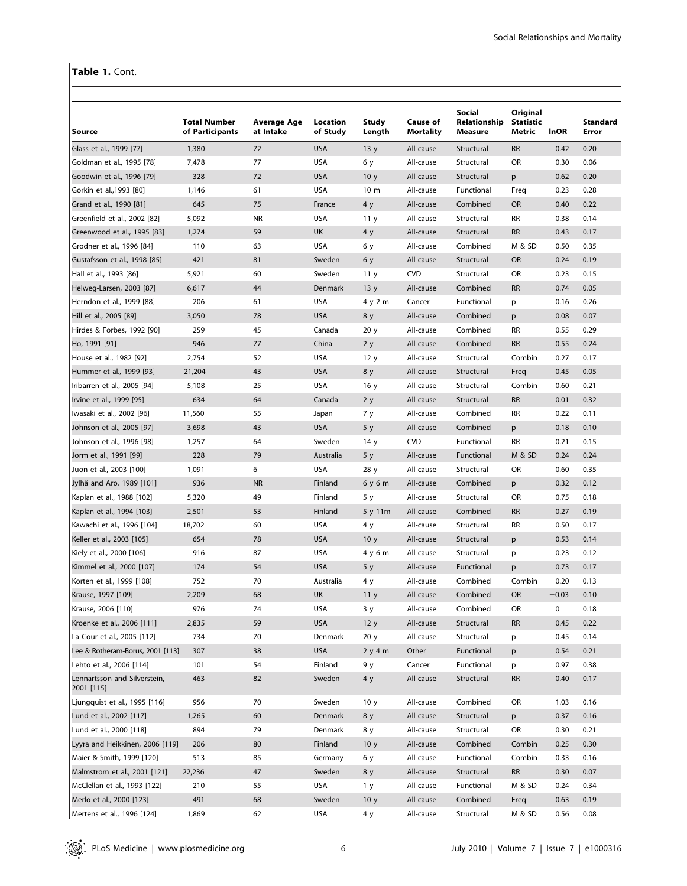**Table 1.** Cont.

| Source | Total Number of Participants | Average Age at Intake | Location of Study | Study Length | Cause of Mortality | Social Relationship Measure | Original Statistic Metric | lnOR | Standard Error |
|---|---|---|---|---|---|---|---|---|---|
| Glass et al., 1999 [77] | 1,380 | 72 | USA | 13 y | All-cause | Structural | RR | 0.42 | 0.20 |
| Goldman et al., 1995 [78] | 7,478 | 77 | USA | 6 y | All-cause | Structural | OR | 0.30 | 0.06 |
| Goodwin et al., 1996 [79] | 328 | 72 | USA | 10 y | All-cause | Structural | p | 0.62 | 0.20 |
| Gorkin et al.,1993 [80] | 1,146 | 61 | USA | 10 m | All-cause | Functional | Freq | 0.23 | 0.28 |
| Grand et al., 1990 [81] | 645 | 75 | France | 4 y | All-cause | Combined | OR | 0.40 | 0.22 |
| Greenfield et al., 2002 [82] | 5,092 | NR | USA | 11 y | All-cause | Structural | RR | 0.38 | 0.14 |
| Greenwood et al., 1995 [83] | 1,274 | 59 | UK | 4 y | All-cause | Structural | RR | 0.43 | 0.17 |
| Grodner et al., 1996 [84] | 110 | 63 | USA | 6 y | All-cause | Combined | M & SD | 0.50 | 0.35 |
| Gustafsson et al., 1998 [85] | 421 | 81 | Sweden | 6 y | All-cause | Structural | OR | 0.24 | 0.19 |
| Hall et al., 1993 [86] | 5,921 | 60 | Sweden | 11 y | CVD | Structural | OR | 0.23 | 0.15 |
| Helweg-Larsen, 2003 [87] | 6,617 | 44 | Denmark | 13 y | All-cause | Combined | RR | 0.74 | 0.05 |
| Herndon et al., 1999 [88] | 206 | 61 | USA | 4 y 2 m | Cancer | Functional | p | 0.16 | 0.26 |
| Hill et al., 2005 [89] | 3,050 | 78 | USA | 8 y | All-cause | Combined | p | 0.08 | 0.07 |
| Hirdes & Forbes, 1992 [90] | 259 | 45 | Canada | 20 y | All-cause | Combined | RR | 0.55 | 0.29 |
| Ho, 1991 [91] | 946 | 77 | China | 2 y | All-cause | Combined | RR | 0.55 | 0.24 |
| House et al., 1982 [92] | 2,754 | 52 | USA | 12 y | All-cause | Structural | Combin | 0.27 | 0.17 |
| Hummer et al., 1999 [93] | 21,204 | 43 | USA | 8 y | All-cause | Structural | Freq | 0.45 | 0.05 |
| Iribarren et al., 2005 [94] | 5,108 | 25 | USA | 16 y | All-cause | Structural | Combin | 0.60 | 0.21 |
| Irvine et al., 1999 [95] | 634 | 64 | Canada | 2 y | All-cause | Structural | RR | 0.01 | 0.32 |
| Iwasaki et al., 2002 [96] | 11,560 | 55 | Japan | 7 y | All-cause | Combined | RR | 0.22 | 0.11 |
| Johnson et al., 2005 [97] | 3,698 | 43 | USA | 5 y | All-cause | Combined | p | 0.18 | 0.10 |
| Johnson et al., 1996 [98] | 1,257 | 64 | Sweden | 14 y | CVD | Functional | RR | 0.21 | 0.15 |
| Jorm et al., 1991 [99] | 228 | 79 | Australia | 5 y | All-cause | Functional | M & SD | 0.24 | 0.24 |
| Juon et al., 2003 [100] | 1,091 | 6 | USA | 28 y | All-cause | Structural | OR | 0.60 | 0.35 |
| Jylhä and Aro, 1989 [101] | 936 | NR | Finland | 6 y 6 m | All-cause | Combined | p | 0.32 | 0.12 |
| Kaplan et al., 1988 [102] | 5,320 | 49 | Finland | 5 y | All-cause | Structural | OR | 0.75 | 0.18 |
| Kaplan et al., 1994 [103] | 2,501 | 53 | Finland | 5 y 11m | All-cause | Combined | RR | 0.27 | 0.19 |
| Kawachi et al., 1996 [104] | 18,702 | 60 | USA | 4 y | All-cause | Structural | RR | 0.50 | 0.17 |
| Keller et al., 2003 [105] | 654 | 78 | USA | 10 y | All-cause | Structural | p | 0.53 | 0.14 |
| Kiely et al., 2000 [106] | 916 | 87 | USA | 4 y 6 m | All-cause | Structural | p | 0.23 | 0.12 |
| Kimmel et al., 2000 [107] | 174 | 54 | USA | 5 y | All-cause | Functional | p | 0.73 | 0.17 |
| Korten et al., 1999 [108] | 752 | 70 | Australia | 4 y | All-cause | Combined | Combin | 0.20 | 0.13 |
| Krause, 1997 [109] | 2,209 | 68 | UK | 11 y | All-cause | Combined | OR | −0.03 | 0.10 |
| Krause, 2006 [110] | 976 | 74 | USA | 3 y | All-cause | Combined | OR | 0 | 0.18 |
| Kroenke et al., 2006 [111] | 2,835 | 59 | USA | 12 y | All-cause | Structural | RR | 0.45 | 0.22 |
| La Cour et al., 2005 [112] | 734 | 70 | Denmark | 20 y | All-cause | Structural | p | 0.45 | 0.14 |
| Lee & Rotheram-Borus, 2001 [113] | 307 | 38 | USA | 2 y 4 m | Other | Functional | p | 0.54 | 0.21 |
| Lehto et al., 2006 [114] | 101 | 54 | Finland | 9 y | Cancer | Functional | p | 0.97 | 0.38 |
| Lennartsson and Silverstein, 2001 [115] | 463 | 82 | Sweden | 4 y | All-cause | Structural | RR | 0.40 | 0.17 |
| Ljungquist et al., 1995 [116] | 956 | 70 | Sweden | 10 y | All-cause | Combined | OR | 1.03 | 0.16 |
| Lund et al., 2002 [117] | 1,265 | 60 | Denmark | 8 y | All-cause | Structural | p | 0.37 | 0.16 |
| Lund et al., 2000 [118] | 894 | 79 | Denmark | 8 y | All-cause | Structural | OR | 0.30 | 0.21 |
| Lyyra and Heikkinen, 2006 [119] | 206 | 80 | Finland | 10 y | All-cause | Combined | Combin | 0.25 | 0.30 |
| Maier & Smith, 1999 [120] | 513 | 85 | Germany | 6 y | All-cause | Functional | Combin | 0.33 | 0.16 |
| Malmstrom et al., 2001 [121] | 22,236 | 47 | Sweden | 8 y | All-cause | Structural | RR | 0.30 | 0.07 |
| McClellan et al., 1993 [122] | 210 | 55 | USA | 1 y | All-cause | Functional | M & SD | 0.24 | 0.34 |
| Merlo et al., 2000 [123] | 491 | 68 | Sweden | 10 y | All-cause | Combined | Freq | 0.63 | 0.19 |
| Mertens et al., 1996 [124] | 1,869 | 62 | USA | 4 y | All-cause | Structural | M & SD | 0.56 | 0.08 |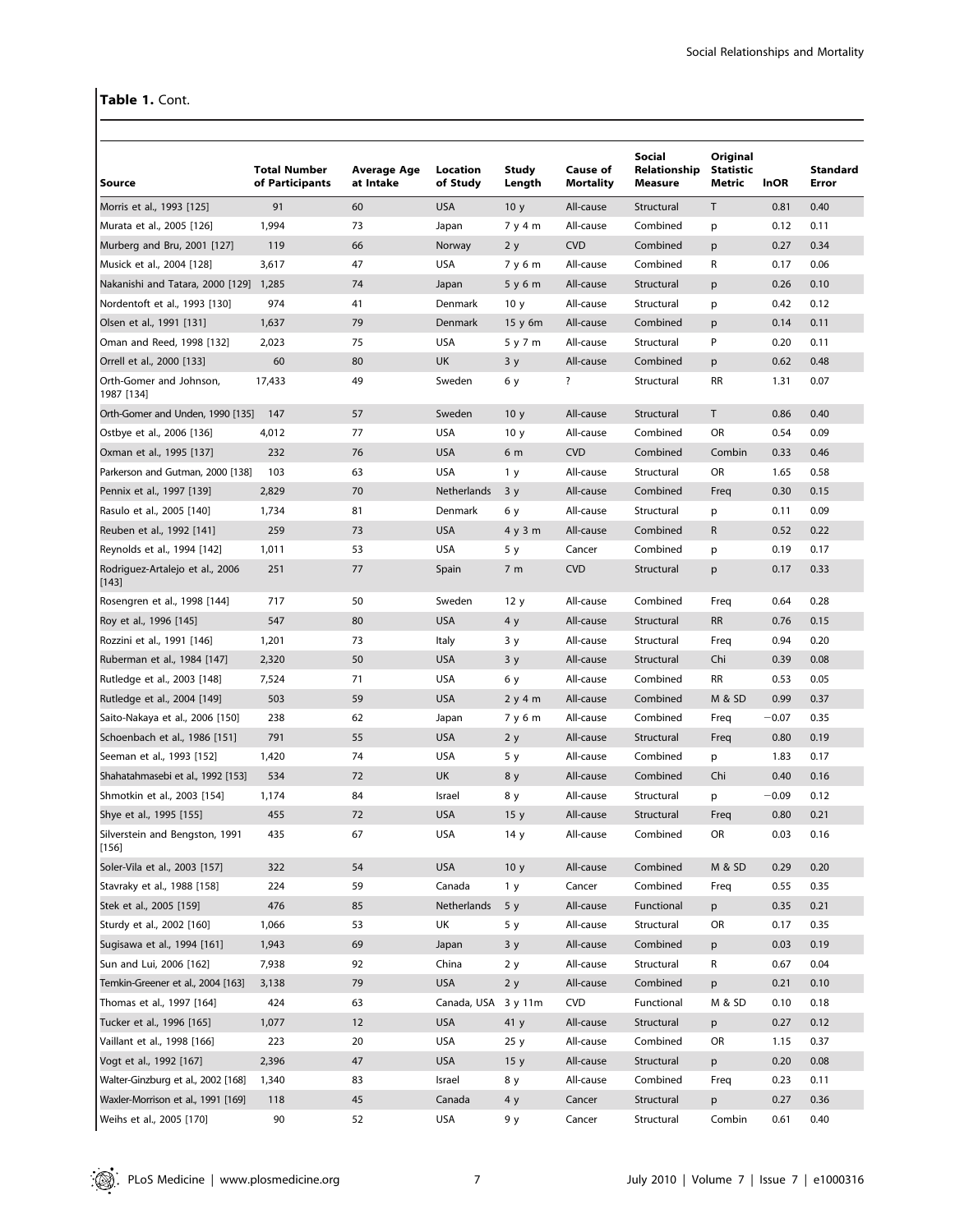**Table 1.** Cont.

| Source | Total Number of Participants | Average Age at Intake | Location of Study | Study Length | Cause of Mortality | Social Relationship Measure | Original Statistic Metric | lnOR | Standard Error |
|---|---|---|---|---|---|---|---|---|---|
| Morris et al., 1993 [125] | 91 | 60 | USA | 10 y | All-cause | Structural | T | 0.81 | 0.40 |
| Murata et al., 2005 [126] | 1,994 | 73 | Japan | 7 y 4 m | All-cause | Combined | p | 0.12 | 0.11 |
| Murberg and Bru, 2001 [127] | 119 | 66 | Norway | 2 y | CVD | Combined | p | 0.27 | 0.34 |
| Musick et al., 2004 [128] | 3,617 | 47 | USA | 7 y 6 m | All-cause | Combined | R | 0.17 | 0.06 |
| Nakanishi and Tatara, 2000 [129] | 1,285 | 74 | Japan | 5 y 6 m | All-cause | Structural | p | 0.26 | 0.10 |
| Nordentoft et al., 1993 [130] | 974 | 41 | Denmark | 10 y | All-cause | Structural | p | 0.42 | 0.12 |
| Olsen et al., 1991 [131] | 1,637 | 79 | Denmark | 15 y 6m | All-cause | Combined | p | 0.14 | 0.11 |
| Oman and Reed, 1998 [132] | 2,023 | 75 | USA | 5 y 7 m | All-cause | Structural | P | 0.20 | 0.11 |
| Orrell et al., 2000 [133] | 60 | 80 | UK | 3 y | All-cause | Combined | p | 0.62 | 0.48 |
| Orth-Gomer and Johnson, 1987 [134] | 17,433 | 49 | Sweden | 6 y | ? | Structural | RR | 1.31 | 0.07 |
| Orth-Gomer and Unden, 1990 [135] | 147 | 57 | Sweden | 10 y | All-cause | Structural | T | 0.86 | 0.40 |
| Ostbye et al., 2006 [136] | 4,012 | 77 | USA | 10 y | All-cause | Combined | OR | 0.54 | 0.09 |
| Oxman et al., 1995 [137] | 232 | 76 | USA | 6 m | CVD | Combined | Combin | 0.33 | 0.46 |
| Parkerson and Gutman, 2000 [138] | 103 | 63 | USA | 1 y | All-cause | Structural | OR | 1.65 | 0.58 |
| Pennix et al., 1997 [139] | 2,829 | 70 | Netherlands | 3 y | All-cause | Combined | Freq | 0.30 | 0.15 |
| Rasulo et al., 2005 [140] | 1,734 | 81 | Denmark | 6 y | All-cause | Structural | p | 0.11 | 0.09 |
| Reuben et al., 1992 [141] | 259 | 73 | USA | 4 y 3 m | All-cause | Combined | R | 0.52 | 0.22 |
| Reynolds et al., 1994 [142] | 1,011 | 53 | USA | 5 y | Cancer | Combined | p | 0.19 | 0.17 |
| Rodriguez-Artalejo et al., 2006 [143] | 251 | 77 | Spain | 7 m | CVD | Structural | p | 0.17 | 0.33 |
| Rosengren et al., 1998 [144] | 717 | 50 | Sweden | 12 y | All-cause | Combined | Freq | 0.64 | 0.28 |
| Roy et al., 1996 [145] | 547 | 80 | USA | 4 y | All-cause | Structural | RR | 0.76 | 0.15 |
| Rozzini et al., 1991 [146] | 1,201 | 73 | Italy | 3 y | All-cause | Structural | Freq | 0.94 | 0.20 |
| Ruberman et al., 1984 [147] | 2,320 | 50 | USA | 3 y | All-cause | Structural | Chi | 0.39 | 0.08 |
| Rutledge et al., 2003 [148] | 7,524 | 71 | USA | 6 y | All-cause | Combined | RR | 0.53 | 0.05 |
| Rutledge et al., 2004 [149] | 503 | 59 | USA | 2 y 4 m | All-cause | Combined | M & SD | 0.99 | 0.37 |
| Saito-Nakaya et al., 2006 [150] | 238 | 62 | Japan | 7 y 6 m | All-cause | Combined | Freq | −0.07 | 0.35 |
| Schoenbach et al., 1986 [151] | 791 | 55 | USA | 2 y | All-cause | Structural | Freq | 0.80 | 0.19 |
| Seeman et al., 1993 [152] | 1,420 | 74 | USA | 5 y | All-cause | Combined | p | 1.83 | 0.17 |
| Shahatahmasebi et al., 1992 [153] | 534 | 72 | UK | 8 y | All-cause | Combined | Chi | 0.40 | 0.16 |
| Shmotkin et al., 2003 [154] | 1,174 | 84 | Israel | 8 y | All-cause | Structural | p | −0.09 | 0.12 |
| Shye et al., 1995 [155] | 455 | 72 | USA | 15 y | All-cause | Structural | Freq | 0.80 | 0.21 |
| Silverstein and Bengston, 1991 [156] | 435 | 67 | USA | 14 y | All-cause | Combined | OR | 0.03 | 0.16 |
| Soler-Vila et al., 2003 [157] | 322 | 54 | USA | 10 y | All-cause | Combined | M & SD | 0.29 | 0.20 |
| Stavraky et al., 1988 [158] | 224 | 59 | Canada | 1 y | Cancer | Combined | Freq | 0.55 | 0.35 |
| Stek et al., 2005 [159] | 476 | 85 | Netherlands | 5 y | All-cause | Functional | p | 0.35 | 0.21 |
| Sturdy et al., 2002 [160] | 1,066 | 53 | UK | 5 y | All-cause | Structural | OR | 0.17 | 0.35 |
| Sugisawa et al., 1994 [161] | 1,943 | 69 | Japan | 3 y | All-cause | Combined | p | 0.03 | 0.19 |
| Sun and Lui, 2006 [162] | 7,938 | 92 | China | 2 y | All-cause | Structural | R | 0.67 | 0.04 |
| Temkin-Greener et al., 2004 [163] | 3,138 | 79 | USA | 2 y | All-cause | Combined | p | 0.21 | 0.10 |
| Thomas et al., 1997 [164] | 424 | 63 | Canada, USA | 3 y 11m | CVD | Functional | M & SD | 0.10 | 0.18 |
| Tucker et al., 1996 [165] | 1,077 | 12 | USA | 41 y | All-cause | Structural | p | 0.27 | 0.12 |
| Vaillant et al., 1998 [166] | 223 | 20 | USA | 25 y | All-cause | Combined | OR | 1.15 | 0.37 |
| Vogt et al., 1992 [167] | 2,396 | 47 | USA | 15 y | All-cause | Structural | p | 0.20 | 0.08 |
| Walter-Ginzburg et al., 2002 [168] | 1,340 | 83 | Israel | 8 y | All-cause | Combined | Freq | 0.23 | 0.11 |
| Waxler-Morrison et al., 1991 [169] | 118 | 45 | Canada | 4 y | Cancer | Structural | p | 0.27 | 0.36 |
| Weihs et al., 2005 [170] | 90 | 52 | USA | 9 y | Cancer | Structural | Combin | 0.61 | 0.40 |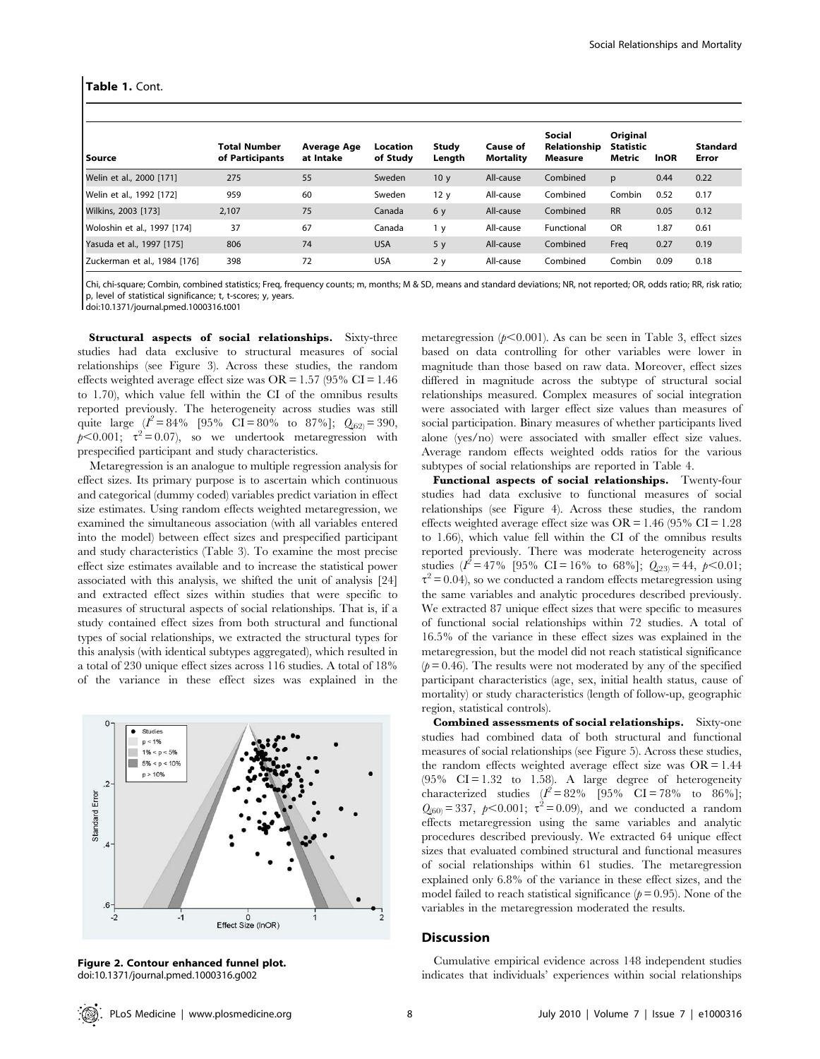**Table 1.** Cont.

| Source | Total Number of Participants | Average Age at Intake | Location of Study | Study Length | Cause of Mortality | Social Relationship Measure | Original Statistic Metric | lnOR | Standard Error |
|---|---|---|---|---|---|---|---|---|---|
| Welin et al., 2000 [171] | 275 | 55 | Sweden | 10 y | All-cause | Combined | p | 0.44 | 0.22 |
| Welin et al., 1992 [172] | 959 | 60 | Sweden | 12 y | All-cause | Combined | Combin | 0.52 | 0.17 |
| Wilkins, 2003 [173] | 2,107 | 75 | Canada | 6 y | All-cause | Combined | RR | 0.05 | 0.12 |
| Woloshin et al., 1997 [174] | 37 | 67 | Canada | 1 y | All-cause | Functional | OR | 1.87 | 0.61 |
| Yasuda et al., 1997 [175] | 806 | 74 | USA | 5 y | All-cause | Combined | Freq | 0.27 | 0.19 |
| Zuckerman et al., 1984 [176] | 398 | 72 | USA | 2 y | All-cause | Combined | Combin | 0.09 | 0.18 |

Chi, chi-square; Combin, combined statistics; Freq, frequency counts; m, months; M & SD, means and standard deviations; NR, not reported; OR, odds ratio; RR, risk ratio; p, level of statistical significance; t, t-scores; y, years.
doi:10.1371/journal.pmed.1000316.t001

**Structural aspects of social relationships.** Sixty-three studies had data exclusive to structural measures of social relationships (see Figure 3). Across these studies, the random effects weighted average effect size was OR = 1.57 (95% CI = 1.46 to 1.70), which value fell within the CI of the omnibus results reported previously. The heterogeneity across studies was still quite large ($I^2$ = 84% [95% CI = 80% to 87%]; $Q_{(62)}$ = 390, $p<0.001$; $\tau^2$ = 0.07), so we undertook metaregression with prespecified participant and study characteristics.

Metaregression is an analogue to multiple regression analysis for effect sizes. Its primary purpose is to ascertain which continuous and categorical (dummy coded) variables predict variation in effect size estimates. Using random effects weighted metaregression, we examined the simultaneous association (with all variables entered into the model) between effect sizes and prespecified participant and study characteristics (Table 3). To examine the most precise effect size estimates available and to increase the statistical power associated with this analysis, we shifted the unit of analysis [24] and extracted effect sizes within studies that were specific to measures of structural aspects of social relationships. That is, if a study contained effect sizes from both structural and functional types of social relationships, we extracted the structural types for this analysis (with identical subtypes aggregated), which resulted in a total of 230 unique effect sizes across 116 studies. A total of 18% of the variance in these effect sizes was explained in the metaregression ($p<0.001$). As can be seen in Table 3, effect sizes based on data controlling for other variables were lower in magnitude than those based on raw data. Moreover, effect sizes differed in magnitude across the subtype of structural social relationships measured. Complex measures of social integration were associated with larger effect size values than measures of social participation. Binary measures of whether participants lived alone (yes/no) were associated with smaller effect size values. Average random effects weighted odds ratios for the various subtypes of social relationships are reported in Table 4.

**Figure 2. Contour enhanced funnel plot.**
doi:10.1371/journal.pmed.1000316.g002

**Functional aspects of social relationships.** Twenty-four studies had data exclusive to functional measures of social relationships (see Figure 4). Across these studies, the random effects weighted average effect size was OR = 1.46 (95% CI = 1.28 to 1.66), which value fell within the CI of the omnibus results reported previously. There was moderate heterogeneity across studies ($I^2$ = 47% [95% CI = 16% to 68%]; $Q_{(23)}$ = 44, $p<0.01$; $\tau^2$ = 0.04), so we conducted a random effects metaregression using the same variables and analytic procedures described previously. We extracted 87 unique effect sizes that were specific to measures of functional social relationships within 72 studies. A total of 16.5% of the variance in these effect sizes was explained in the metaregression, but the model did not reach statistical significance ($p = 0.46$). The results were not moderated by any of the specified participant characteristics (age, sex, initial health status, cause of mortality) or study characteristics (length of follow-up, geographic region, statistical controls).

**Combined assessments of social relationships.** Sixty-one studies had combined data of both structural and functional measures of social relationships (see Figure 5). Across these studies, the random effects weighted average effect size was OR = 1.44 (95% CI = 1.32 to 1.58). A large degree of heterogeneity characterized studies ($I^2$ = 82% [95% CI = 78% to 86%]; $Q_{(60)}$ = 337, $p<0.001$; $\tau^2$ = 0.09), and we conducted a random effects metaregression using the same variables and analytic procedures described previously. We extracted 64 unique effect sizes that evaluated combined structural and functional measures of social relationships within 61 studies. The metaregression explained only 6.8% of the variance in these effect sizes, and the model failed to reach statistical significance ($p = 0.95$). None of the variables in the metaregression moderated the results.

## Discussion

Cumulative empirical evidence across 148 independent studies indicates that individuals' experiences within social relationships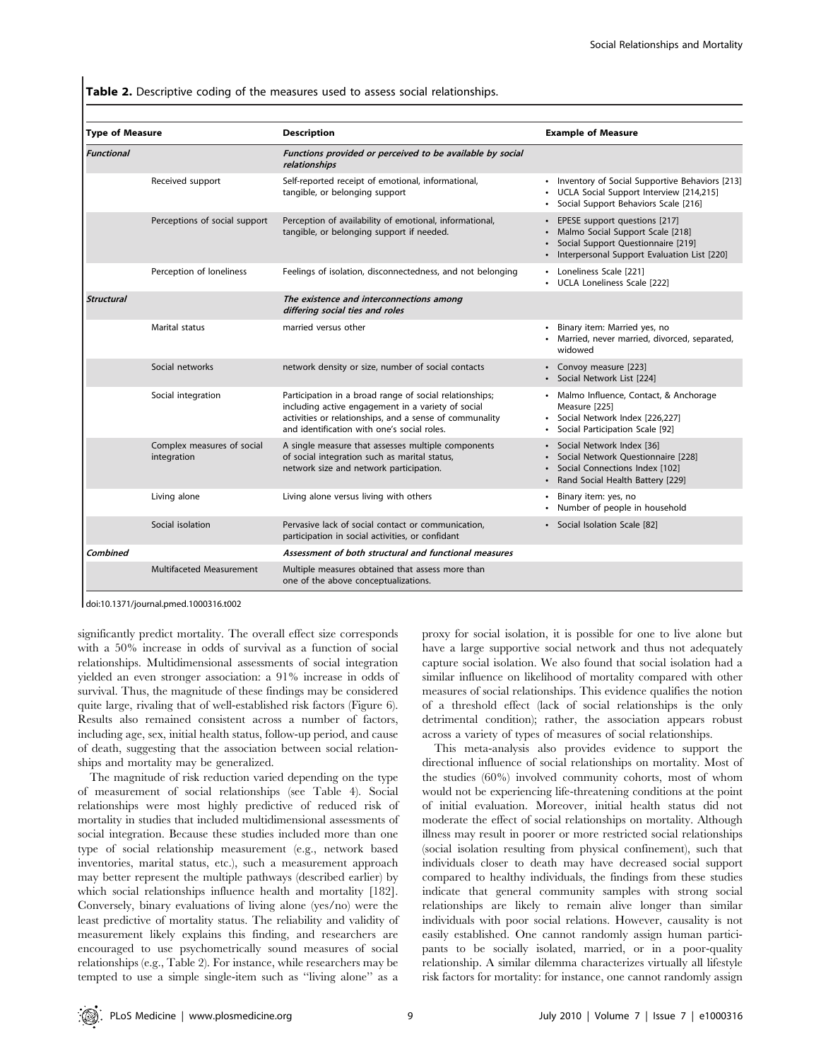**Table 2.** Descriptive coding of the measures used to assess social relationships.

| Type of Measure | | Description | Example of Measure |
|---|---|---|---|
| ***Functional*** | | ***Functions provided or perceived to be available by social relationships*** | |
| | Received support | Self-reported receipt of emotional, informational, tangible, or belonging support | • Inventory of Social Supportive Behaviors [213] • UCLA Social Support Interview [214,215] • Social Support Behaviors Scale [216] |
| | Perceptions of social support | Perception of availability of emotional, informational, tangible, or belonging support if needed. | • EPESE support questions [217] • Malmo Social Support Scale [218] • Social Support Questionnaire [219] • Interpersonal Support Evaluation List [220] |
| | Perception of loneliness | Feelings of isolation, disconnectedness, and not belonging | • Loneliness Scale [221] • UCLA Loneliness Scale [222] |
| ***Structural*** | | ***The existence and interconnections among differing social ties and roles*** | |
| | Marital status | married versus other | • Binary item: Married yes, no • Married, never married, divorced, separated, widowed |
| | Social networks | network density or size, number of social contacts | • Convoy measure [223] • Social Network List [224] |
| | Social integration | Participation in a broad range of social relationships; including active engagement in a variety of social activities or relationships, and a sense of communality and identification with one's social roles. | • Malmo Influence, Contact, & Anchorage Measure [225] • Social Network Index [226,227] • Social Participation Scale [92] |
| | Complex measures of social integration | A single measure that assesses multiple components of social integration such as marital status, network size and network participation. | • Social Network Index [36] • Social Network Questionnaire [228] • Social Connections Index [102] • Rand Social Health Battery [229] |
| | Living alone | Living alone versus living with others | • Binary item: yes, no • Number of people in household |
| | Social isolation | Pervasive lack of social contact or communication, participation in social activities, or confidant | • Social Isolation Scale [82] |
| ***Combined*** | | ***Assessment of both structural and functional measures*** | |
| | Multifaceted Measurement | Multiple measures obtained that assess more than one of the above conceptualizations. | |

doi:10.1371/journal.pmed.1000316.t002

significantly predict mortality. The overall effect size corresponds with a 50% increase in odds of survival as a function of social relationships. Multidimensional assessments of social integration yielded an even stronger association: a 91% increase in odds of survival. Thus, the magnitude of these findings may be considered quite large, rivaling that of well-established risk factors (Figure 6). Results also remained consistent across a number of factors, including age, sex, initial health status, follow-up period, and cause of death, suggesting that the association between social relationships and mortality may be generalized.

The magnitude of risk reduction varied depending on the type of measurement of social relationships (see Table 4). Social relationships were most highly predictive of reduced risk of mortality in studies that included multidimensional assessments of social integration. Because these studies included more than one type of social relationship measurement (e.g., network based inventories, marital status, etc.), such a measurement approach may better represent the multiple pathways (described earlier) by which social relationships influence health and mortality [182]. Conversely, binary evaluations of living alone (yes/no) were the least predictive of mortality status. The reliability and validity of measurement likely explains this finding, and researchers are encouraged to use psychometrically sound measures of social relationships (e.g., Table 2). For instance, while researchers may be tempted to use a simple single-item such as "living alone" as a proxy for social isolation, it is possible for one to live alone but have a large supportive social network and thus not adequately capture social isolation. We also found that social isolation had a similar influence on likelihood of mortality compared with other measures of social relationships. This evidence qualifies the notion of a threshold effect (lack of social relationships is the only detrimental condition); rather, the association appears robust across a variety of types of measures of social relationships.

This meta-analysis also provides evidence to support the directional influence of social relationships on mortality. Most of the studies (60%) involved community cohorts, most of whom would not be experiencing life-threatening conditions at the point of initial evaluation. Moreover, initial health status did not moderate the effect of social relationships on mortality. Although illness may result in poorer or more restricted social relationships (social isolation resulting from physical confinement), such that individuals closer to death may have decreased social support compared to healthy individuals, the findings from these studies indicate that general community samples with strong social relationships are likely to remain alive longer than similar individuals with poor social relations. However, causality is not easily established. One cannot randomly assign human participants to be socially isolated, married, or in a poor-quality relationship. A similar dilemma characterizes virtually all lifestyle risk factors for mortality: for instance, one cannot randomly assign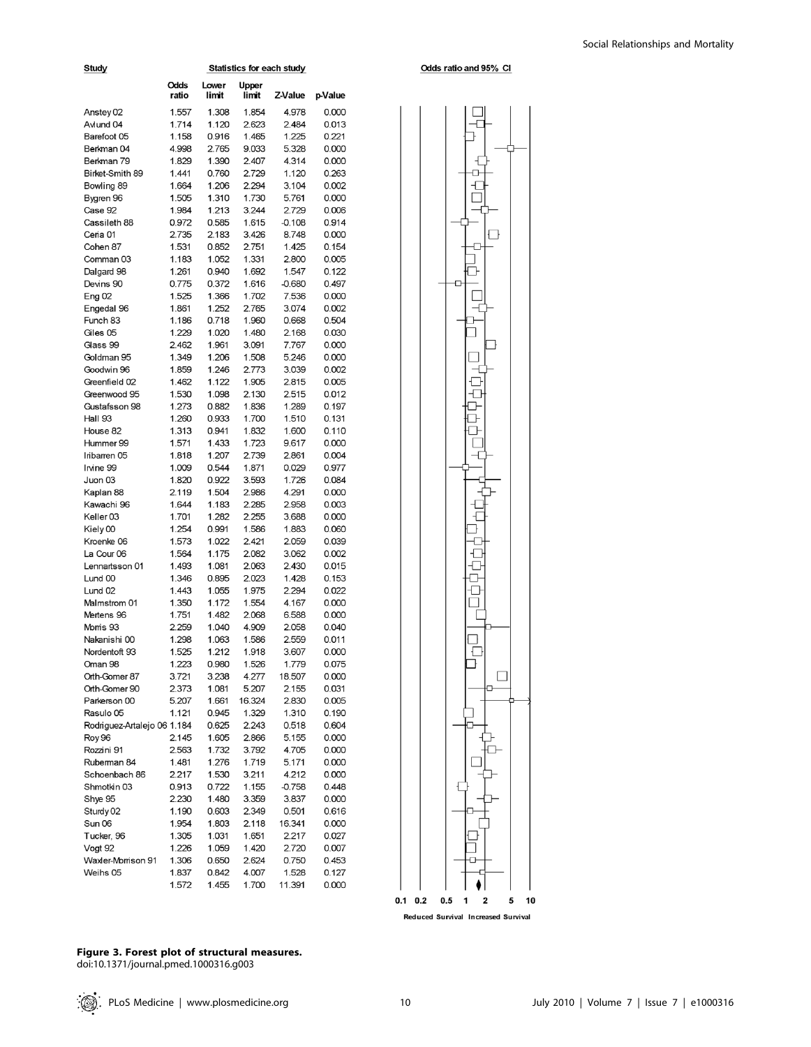| Study | Odds ratio | Lower limit | Upper limit | Z-Value | p-Value |
|---|---|---|---|---|---|
| Anstey 02 | 1.557 | 1.308 | 1.854 | 4.978 | 0.000 |
| Avlund 04 | 1.714 | 1.120 | 2.623 | 2.484 | 0.013 |
| Barefoot 05 | 1.158 | 0.916 | 1.465 | 1.225 | 0.221 |
| Berkman 04 | 4.998 | 2.765 | 9.033 | 5.328 | 0.000 |
| Berkman 79 | 1.829 | 1.390 | 2.407 | 4.314 | 0.000 |
| Birket-Smith 89 | 1.441 | 0.760 | 2.729 | 1.120 | 0.263 |
| Bowling 89 | 1.664 | 1.206 | 2.294 | 3.104 | 0.002 |
| Bygren 96 | 1.505 | 1.310 | 1.730 | 5.761 | 0.000 |
| Case 92 | 1.984 | 1.213 | 3.244 | 2.729 | 0.006 |
| Cassileth 88 | 0.972 | 0.585 | 1.615 | -0.108 | 0.914 |
| Ceria 01 | 2.735 | 2.183 | 3.426 | 8.748 | 0.000 |
| Cohen 87 | 1.531 | 0.852 | 2.751 | 1.425 | 0.154 |
| Cornman 03 | 1.183 | 1.052 | 1.331 | 2.800 | 0.005 |
| Dalgard 98 | 1.261 | 0.940 | 1.692 | 1.547 | 0.122 |
| Devins 90 | 0.775 | 0.372 | 1.616 | -0.680 | 0.497 |
| Eng 02 | 1.525 | 1.366 | 1.702 | 7.536 | 0.000 |
| Engedal 96 | 1.861 | 1.252 | 2.765 | 3.074 | 0.002 |
| Funch 83 | 1.186 | 0.718 | 1.960 | 0.668 | 0.504 |
| Giles 05 | 1.229 | 1.020 | 1.480 | 2.168 | 0.030 |
| Glass 99 | 2.462 | 1.961 | 3.091 | 7.767 | 0.000 |
| Goldman 95 | 1.349 | 1.206 | 1.508 | 5.246 | 0.000 |
| Goodwin 96 | 1.859 | 1.246 | 2.773 | 3.039 | 0.002 |
| Greenfield 02 | 1.462 | 1.122 | 1.905 | 2.815 | 0.005 |
| Greenwood 95 | 1.530 | 1.098 | 2.130 | 2.515 | 0.012 |
| Gustafsson 98 | 1.273 | 0.882 | 1.836 | 1.289 | 0.197 |
| Hall 93 | 1.260 | 0.933 | 1.700 | 1.510 | 0.131 |
| House 82 | 1.313 | 0.941 | 1.832 | 1.600 | 0.110 |
| Hummer 99 | 1.571 | 1.433 | 1.723 | 9.617 | 0.000 |
| Iribarren 05 | 1.818 | 1.207 | 2.739 | 2.861 | 0.004 |
| Irvine 99 | 1.009 | 0.544 | 1.871 | 0.029 | 0.977 |
| Juon 03 | 1.820 | 0.922 | 3.593 | 1.726 | 0.084 |
| Kaplan 88 | 2.119 | 1.504 | 2.986 | 4.291 | 0.000 |
| Kawachi 96 | 1.644 | 1.183 | 2.285 | 2.958 | 0.003 |
| Keller 03 | 1.701 | 1.282 | 2.255 | 3.688 | 0.000 |
| Kiely 00 | 1.254 | 0.991 | 1.586 | 1.883 | 0.060 |
| Kroenke 06 | 1.573 | 1.022 | 2.421 | 2.059 | 0.039 |
| La Cour 06 | 1.564 | 1.175 | 2.082 | 3.062 | 0.002 |
| Lennartsson 01 | 1.493 | 1.081 | 2.063 | 2.430 | 0.015 |
| Lund 00 | 1.346 | 0.895 | 2.023 | 1.428 | 0.153 |
| Lund 02 | 1.443 | 1.055 | 1.975 | 2.294 | 0.022 |
| Malmstrom 01 | 1.350 | 1.172 | 1.554 | 4.167 | 0.000 |
| Mertens 96 | 1.751 | 1.482 | 2.068 | 6.588 | 0.000 |
| Morris 93 | 2.259 | 1.040 | 4.909 | 2.058 | 0.040 |
| Nakanishi 00 | 1.298 | 1.063 | 1.586 | 2.559 | 0.011 |
| Nordentoft 93 | 1.525 | 1.212 | 1.918 | 3.607 | 0.000 |
| Oman 98 | 1.223 | 0.980 | 1.526 | 1.779 | 0.075 |
| Orth-Gomer 87 | 3.721 | 3.238 | 4.277 | 18.507 | 0.000 |
| Orth-Gomer 90 | 2.373 | 1.081 | 5.207 | 2.155 | 0.031 |
| Parkerson 00 | 5.207 | 1.661 | 16.324 | 2.830 | 0.005 |
| Rasulo 05 | 1.121 | 0.945 | 1.329 | 1.310 | 0.190 |
| Rodriguez-Artalejo 06 | 1.184 | 0.625 | 2.243 | 0.518 | 0.604 |
| Roy 96 | 2.145 | 1.605 | 2.866 | 5.155 | 0.000 |
| Rozzini 91 | 2.563 | 1.732 | 3.792 | 4.705 | 0.000 |
| Ruberman 84 | 1.481 | 1.276 | 1.719 | 5.171 | 0.000 |
| Schoenbach 86 | 2.217 | 1.530 | 3.211 | 4.212 | 0.000 |
| Shmotkin 03 | 0.913 | 0.722 | 1.155 | -0.758 | 0.448 |
| Shye 95 | 2.230 | 1.480 | 3.359 | 3.837 | 0.000 |
| Sturdy 02 | 1.190 | 0.603 | 2.349 | 0.501 | 0.616 |
| Sun 06 | 1.954 | 1.803 | 2.118 | 16.341 | 0.000 |
| Tucker, 96 | 1.305 | 1.031 | 1.651 | 2.217 | 0.027 |
| Vogt 92 | 1.226 | 1.059 | 1.420 | 2.720 | 0.007 |
| Waxler-Morrison 91 | 1.306 | 0.650 | 2.624 | 0.750 | 0.453 |
| Weihs 05 | 1.837 | 0.842 | 4.007 | 1.528 | 0.127 |
| | 1.572 | 1.455 | 1.700 | 11.391 | 0.000 |

Odds ratio and 95% CI: 0.1, 0.2, 0.5, 1, 2, 5, 10 — Reduced Survival / Increased Survival

**Figure 3. Forest plot of structural measures.**
doi:10.1371/journal.pmed.1000316.g003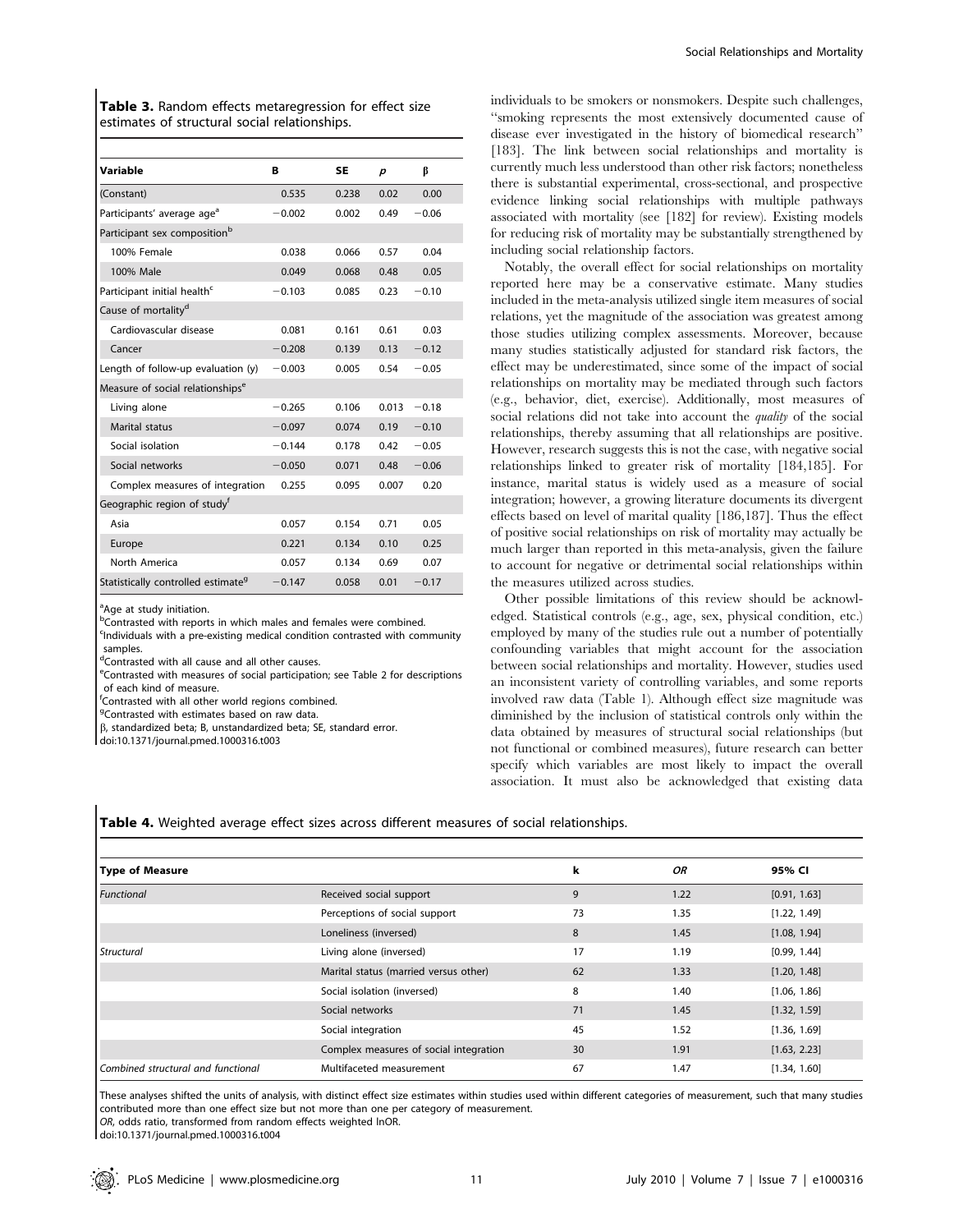**Table 3.** Random effects metaregression for effect size estimates of structural social relationships.

| Variable | B | SE | *p* | β |
|---|---|---|---|---|
| (Constant) | 0.535 | 0.238 | 0.02 | 0.00 |
| Participants' average age[a] | −0.002 | 0.002 | 0.49 | −0.06 |
| Participant sex composition[b] | | | | |
| 100% Female | 0.038 | 0.066 | 0.57 | 0.04 |
| 100% Male | 0.049 | 0.068 | 0.48 | 0.05 |
| Participant initial health[c] | −0.103 | 0.085 | 0.23 | −0.10 |
| Cause of mortality[d] | | | | |
| Cardiovascular disease | 0.081 | 0.161 | 0.61 | 0.03 |
| Cancer | −0.208 | 0.139 | 0.13 | −0.12 |
| Length of follow-up evaluation (y) | −0.003 | 0.005 | 0.54 | −0.05 |
| Measure of social relationships[e] | | | | |
| Living alone | −0.265 | 0.106 | 0.013 | −0.18 |
| Marital status | −0.097 | 0.074 | 0.19 | −0.10 |
| Social isolation | −0.144 | 0.178 | 0.42 | −0.05 |
| Social networks | −0.050 | 0.071 | 0.48 | −0.06 |
| Complex measures of integration | 0.255 | 0.095 | 0.007 | 0.20 |
| Geographic region of study[f] | | | | |
| Asia | 0.057 | 0.154 | 0.71 | 0.05 |
| Europe | 0.221 | 0.134 | 0.10 | 0.25 |
| North America | 0.057 | 0.134 | 0.69 | 0.07 |
| Statistically controlled estimate[g] | −0.147 | 0.058 | 0.01 | −0.17 |

[a]Age at study initiation.
[b]Contrasted with reports in which males and females were combined.
[c]Individuals with a pre-existing medical condition contrasted with community samples.
[d]Contrasted with all cause and all other causes.
[e]Contrasted with measures of social participation; see Table 2 for descriptions of each kind of measure.
[f]Contrasted with all other world regions combined.
[g]Contrasted with estimates based on raw data.
β, standardized beta; B, unstandardized beta; SE, standard error.
doi:10.1371/journal.pmed.1000316.t003

individuals to be smokers or nonsmokers. Despite such challenges, "smoking represents the most extensively documented cause of disease ever investigated in the history of biomedical research" [183]. The link between social relationships and mortality is currently much less understood than other risk factors; nonetheless there is substantial experimental, cross-sectional, and prospective evidence linking social relationships with multiple pathways associated with mortality (see [182] for review). Existing models for reducing risk of mortality may be substantially strengthened by including social relationship factors.

Notably, the overall effect for social relationships on mortality reported here may be a conservative estimate. Many studies included in the meta-analysis utilized single item measures of social relations, yet the magnitude of the association was greatest among those studies utilizing complex assessments. Moreover, because many studies statistically adjusted for standard risk factors, the effect may be underestimated, since some of the impact of social relationships on mortality may be mediated through such factors (e.g., behavior, diet, exercise). Additionally, most measures of social relations did not take into account the *quality* of the social relationships, thereby assuming that all relationships are positive. However, research suggests this is not the case, with negative social relationships linked to greater risk of mortality [184,185]. For instance, marital status is widely used as a measure of social integration; however, a growing literature documents its divergent effects based on level of marital quality [186,187]. Thus the effect of positive social relationships on risk of mortality may actually be much larger than reported in this meta-analysis, given the failure to account for negative or detrimental social relationships within the measures utilized across studies.

Other possible limitations of this review should be acknowledged. Statistical controls (e.g., age, sex, physical condition, etc.) employed by many of the studies rule out a number of potentially confounding variables that might account for the association between social relationships and mortality. However, studies used an inconsistent variety of controlling variables, and some reports involved raw data (Table 1). Although effect size magnitude was diminished by the inclusion of statistical controls only within the data obtained by measures of structural social relationships (but not functional or combined measures), future research can better specify which variables are most likely to impact the overall association. It must also be acknowledged that existing data

**Table 4.** Weighted average effect sizes across different measures of social relationships.

| Type of Measure | | k | *OR* | 95% CI |
|---|---|---|---|---|
| *Functional* | Received social support | 9 | 1.22 | [0.91, 1.63] |
| | Perceptions of social support | 73 | 1.35 | [1.22, 1.49] |
| | Loneliness (inversed) | 8 | 1.45 | [1.08, 1.94] |
| *Structural* | Living alone (inversed) | 17 | 1.19 | [0.99, 1.44] |
| | Marital status (married versus other) | 62 | 1.33 | [1.20, 1.48] |
| | Social isolation (inversed) | 8 | 1.40 | [1.06, 1.86] |
| | Social networks | 71 | 1.45 | [1.32, 1.59] |
| | Social integration | 45 | 1.52 | [1.36, 1.69] |
| | Complex measures of social integration | 30 | 1.91 | [1.63, 2.23] |
| *Combined structural and functional* | Multifaceted measurement | 67 | 1.47 | [1.34, 1.60] |

These analyses shifted the units of analysis, with distinct effect size estimates within studies used within different categories of measurement, such that many studies contributed more than one effect size but not more than one per category of measurement.
*OR*, odds ratio, transformed from random effects weighted lnOR.
doi:10.1371/journal.pmed.1000316.t004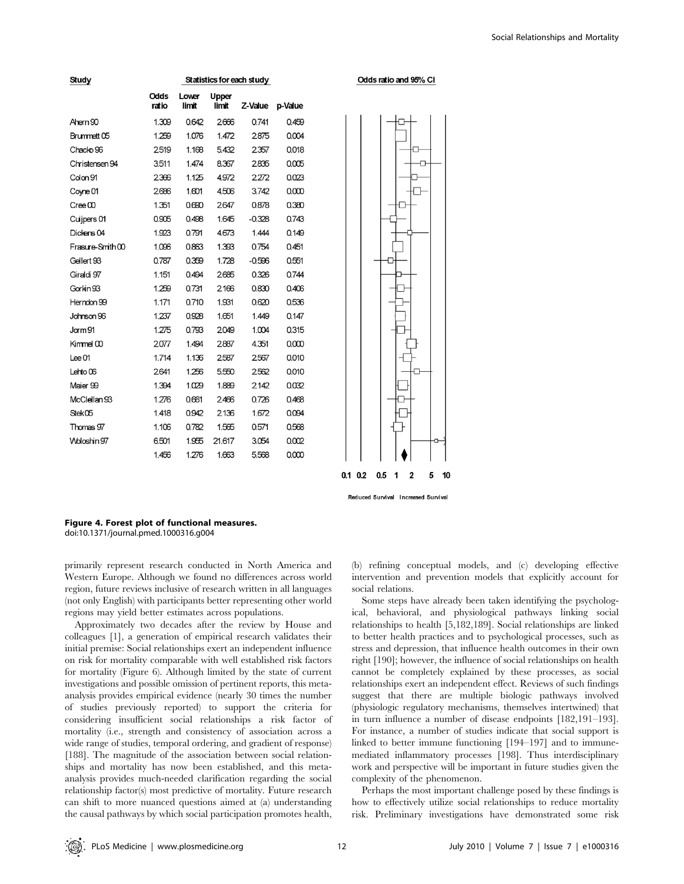| Study | Odds ratio | Lower limit | Upper limit | Z-Value | p-Value |
|---|---|---|---|---|---|
| Ahern 90 | 1.309 | 0.642 | 2.666 | 0.741 | 0.459 |
| Brummett 05 | 1.259 | 1.076 | 1.472 | 2.875 | 0.004 |
| Chacko 96 | 2.519 | 1.168 | 5.432 | 2.357 | 0.018 |
| Christensen 94 | 3.511 | 1.474 | 8.367 | 2.835 | 0.005 |
| Colon 91 | 2.366 | 1.125 | 4.972 | 2.272 | 0.023 |
| Coyne 01 | 2.686 | 1.601 | 4.506 | 3.742 | 0.000 |
| Cree 00 | 1.351 | 0.690 | 2.647 | 0.878 | 0.380 |
| Cuijpers 01 | 0.905 | 0.498 | 1.645 | -0.328 | 0.743 |
| Dickens 04 | 1.923 | 0.791 | 4.673 | 1.444 | 0.149 |
| Frasure-Smith 00 | 1.096 | 0.863 | 1.393 | 0.754 | 0.451 |
| Gellert 93 | 0.787 | 0.359 | 1.728 | -0.596 | 0.551 |
| Giraldi 97 | 1.151 | 0.494 | 2.685 | 0.326 | 0.744 |
| Gorkin 93 | 1.259 | 0.731 | 2.166 | 0.830 | 0.406 |
| Herndon 99 | 1.171 | 0.710 | 1.931 | 0.620 | 0.536 |
| Johnson 96 | 1.237 | 0.928 | 1.651 | 1.449 | 0.147 |
| Jorm 91 | 1.275 | 0.793 | 2.049 | 1.004 | 0.315 |
| Kimmel 00 | 2.077 | 1.494 | 2.887 | 4.351 | 0.000 |
| Lee 01 | 1.714 | 1.136 | 2.587 | 2.567 | 0.010 |
| Lehto 06 | 2.641 | 1.256 | 5.550 | 2.562 | 0.010 |
| Maier 99 | 1.394 | 1.029 | 1.889 | 2.142 | 0.032 |
| McClellan 93 | 1.276 | 0.661 | 2.466 | 0.726 | 0.468 |
| Stek 05 | 1.418 | 0.942 | 2.136 | 1.672 | 0.094 |
| Thomas 97 | 1.106 | 0.782 | 1.565 | 0.571 | 0.568 |
| Woloshin 97 | 6.501 | 1.955 | 21.617 | 3.054 | 0.002 |
| | 1.456 | 1.276 | 1.663 | 5.568 | 0.000 |

Odds ratio and 95% CI: 0.1 0.2 0.5 1 2 5 10 — Reduced Survival / Increased Survival

**Figure 4. Forest plot of functional measures.**
doi:10.1371/journal.pmed.1000316.g004

primarily represent research conducted in North America and Western Europe. Although we found no differences across world region, future reviews inclusive of research written in all languages (not only English) with participants better representing other world regions may yield better estimates across populations.

Approximately two decades after the review by House and colleagues [1], a generation of empirical research validates their initial premise: Social relationships exert an independent influence on risk for mortality comparable with well established risk factors for mortality (Figure 6). Although limited by the state of current investigations and possible omission of pertinent reports, this meta-analysis provides empirical evidence (nearly 30 times the number of studies previously reported) to support the criteria for considering insufficient social relationships a risk factor of mortality (i.e., strength and consistency of association across a wide range of studies, temporal ordering, and gradient of response) [188]. The magnitude of the association between social relationships and mortality has now been established, and this meta-analysis provides much-needed clarification regarding the social relationship factor(s) most predictive of mortality. Future research can shift to more nuanced questions aimed at (a) understanding the causal pathways by which social participation promotes health, (b) refining conceptual models, and (c) developing effective intervention and prevention models that explicitly account for social relations.

Some steps have already been taken identifying the psychological, behavioral, and physiological pathways linking social relationships to health [5,182,189]. Social relationships are linked to better health practices and to psychological processes, such as stress and depression, that influence health outcomes in their own right [190]; however, the influence of social relationships on health cannot be completely explained by these processes, as social relationships exert an independent effect. Reviews of such findings suggest that there are multiple biologic pathways involved (physiologic regulatory mechanisms, themselves intertwined) that in turn influence a number of disease endpoints [182,191–193]. For instance, a number of studies indicate that social support is linked to better immune functioning [194–197] and to immune-mediated inflammatory processes [198]. Thus interdisciplinary work and perspective will be important in future studies given the complexity of the phenomenon.

Perhaps the most important challenge posed by these findings is how to effectively utilize social relationships to reduce mortality risk. Preliminary investigations have demonstrated some risk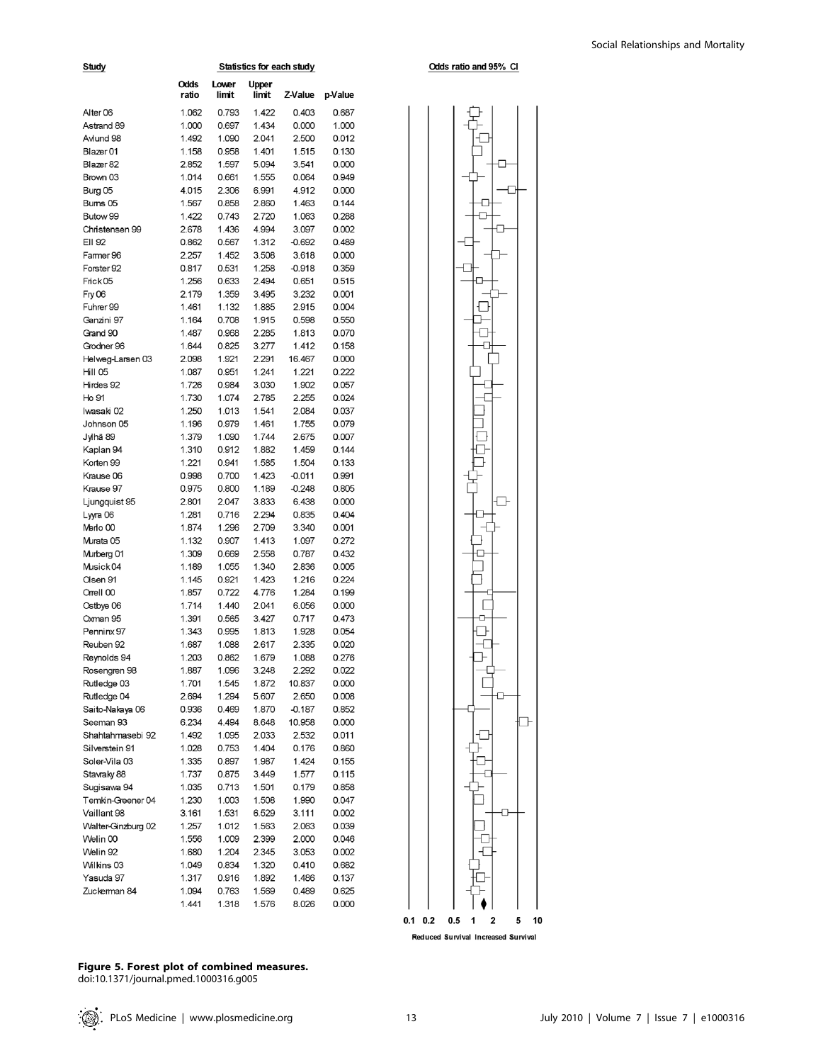| Study | Odds ratio | Lower limit | Upper limit | Z-Value | p-Value |
| --- | --- | --- | --- | --- | --- |
| Alter 06 | 1.062 | 0.793 | 1.422 | 0.403 | 0.687 |
| Astrand 89 | 1.000 | 0.697 | 1.434 | 0.000 | 1.000 |
| Avlund 98 | 1.492 | 1.090 | 2.041 | 2.500 | 0.012 |
| Blazer 01 | 1.158 | 0.958 | 1.401 | 1.515 | 0.130 |
| Blazer 82 | 2.852 | 1.597 | 5.094 | 3.541 | 0.000 |
| Brown 03 | 1.014 | 0.661 | 1.555 | 0.064 | 0.949 |
| Burg 05 | 4.015 | 2.306 | 6.991 | 4.912 | 0.000 |
| Burns 05 | 1.567 | 0.858 | 2.860 | 1.463 | 0.144 |
| Butow 99 | 1.422 | 0.743 | 2.720 | 1.063 | 0.288 |
| Christensen 99 | 2.678 | 1.436 | 4.994 | 3.097 | 0.002 |
| Ell 92 | 0.862 | 0.567 | 1.312 | -0.692 | 0.489 |
| Farmer 96 | 2.257 | 1.452 | 3.508 | 3.618 | 0.000 |
| Forster 92 | 0.817 | 0.531 | 1.258 | -0.918 | 0.359 |
| Frick 05 | 1.256 | 0.633 | 2.494 | 0.651 | 0.515 |
| Fry 06 | 2.179 | 1.359 | 3.495 | 3.232 | 0.001 |
| Fuhrer 99 | 1.461 | 1.132 | 1.885 | 2.915 | 0.004 |
| Ganzini 97 | 1.164 | 0.708 | 1.915 | 0.598 | 0.550 |
| Grand 90 | 1.487 | 0.968 | 2.285 | 1.813 | 0.070 |
| Grodner 96 | 1.644 | 0.825 | 3.277 | 1.412 | 0.158 |
| Helweg-Larsen 03 | 2.098 | 1.921 | 2.291 | 16.467 | 0.000 |
| Hill 05 | 1.087 | 0.951 | 1.241 | 1.221 | 0.222 |
| Hirdes 92 | 1.726 | 0.984 | 3.030 | 1.902 | 0.057 |
| Ho 91 | 1.730 | 1.074 | 2.785 | 2.255 | 0.024 |
| Iwasaki 02 | 1.250 | 1.013 | 1.541 | 2.084 | 0.037 |
| Johnson 05 | 1.196 | 0.979 | 1.461 | 1.755 | 0.079 |
| Jylhä 89 | 1.379 | 1.090 | 1.744 | 2.675 | 0.007 |
| Kaplan 94 | 1.310 | 0.912 | 1.882 | 1.459 | 0.144 |
| Korten 99 | 1.221 | 0.941 | 1.585 | 1.504 | 0.133 |
| Krause 06 | 0.998 | 0.700 | 1.423 | -0.011 | 0.991 |
| Krause 97 | 0.975 | 0.800 | 1.189 | -0.248 | 0.805 |
| Ljungquist 95 | 2.801 | 2.047 | 3.833 | 6.438 | 0.000 |
| Lyyra 06 | 1.281 | 0.716 | 2.294 | 0.835 | 0.404 |
| Merlo 00 | 1.874 | 1.296 | 2.709 | 3.340 | 0.001 |
| Murata 05 | 1.132 | 0.907 | 1.413 | 1.097 | 0.272 |
| Murberg 01 | 1.309 | 0.669 | 2.558 | 0.787 | 0.432 |
| Musick 04 | 1.189 | 1.055 | 1.340 | 2.836 | 0.005 |
| Olsen 91 | 1.145 | 0.921 | 1.423 | 1.216 | 0.224 |
| Orrell 00 | 1.857 | 0.722 | 4.776 | 1.284 | 0.199 |
| Ostbye 06 | 1.714 | 1.440 | 2.041 | 6.056 | 0.000 |
| Oxman 95 | 1.391 | 0.565 | 3.427 | 0.717 | 0.473 |
| Penninx 97 | 1.343 | 0.995 | 1.813 | 1.928 | 0.054 |
| Reuben 92 | 1.687 | 1.088 | 2.617 | 2.335 | 0.020 |
| Reynolds 94 | 1.203 | 0.862 | 1.679 | 1.088 | 0.276 |
| Rosengren 98 | 1.887 | 1.096 | 3.248 | 2.292 | 0.022 |
| Rutledge 03 | 1.701 | 1.545 | 1.872 | 10.837 | 0.000 |
| Rutledge 04 | 2.694 | 1.294 | 5.607 | 2.650 | 0.008 |
| Saito-Nakaya 06 | 0.936 | 0.469 | 1.870 | -0.187 | 0.852 |
| Seeman 93 | 6.234 | 4.494 | 8.648 | 10.958 | 0.000 |
| Shahtahmasebi 92 | 1.492 | 1.095 | 2.033 | 2.532 | 0.011 |
| Silverstein 91 | 1.028 | 0.753 | 1.404 | 0.176 | 0.860 |
| Soler-Vila 03 | 1.335 | 0.897 | 1.987 | 1.424 | 0.155 |
| Stavraky 88 | 1.737 | 0.875 | 3.449 | 1.577 | 0.115 |
| Sugisawa 94 | 1.035 | 0.713 | 1.501 | 0.179 | 0.858 |
| Temkin-Greener 04 | 1.230 | 1.003 | 1.508 | 1.990 | 0.047 |
| Vaillant 98 | 3.161 | 1.531 | 6.529 | 3.111 | 0.002 |
| Walter-Ginzburg 02 | 1.257 | 1.012 | 1.563 | 2.063 | 0.039 |
| Welin 00 | 1.556 | 1.009 | 2.399 | 2.000 | 0.046 |
| Welin 92 | 1.680 | 1.204 | 2.345 | 3.053 | 0.002 |
| Wilkins 03 | 1.049 | 0.834 | 1.320 | 0.410 | 0.682 |
| Yasuda 97 | 1.317 | 0.916 | 1.892 | 1.486 | 0.137 |
| Zuckerman 84 | 1.094 | 0.763 | 1.569 | 0.489 | 0.625 |
| | 1.441 | 1.318 | 1.576 | 8.026 | 0.000 |

Odds ratio and 95% CI

0.1 0.2 0.5 1 2 5 10

Reduced Survival Increased Survival

**Figure 5. Forest plot of combined measures.**
doi:10.1371/journal.pmed.1000316.g005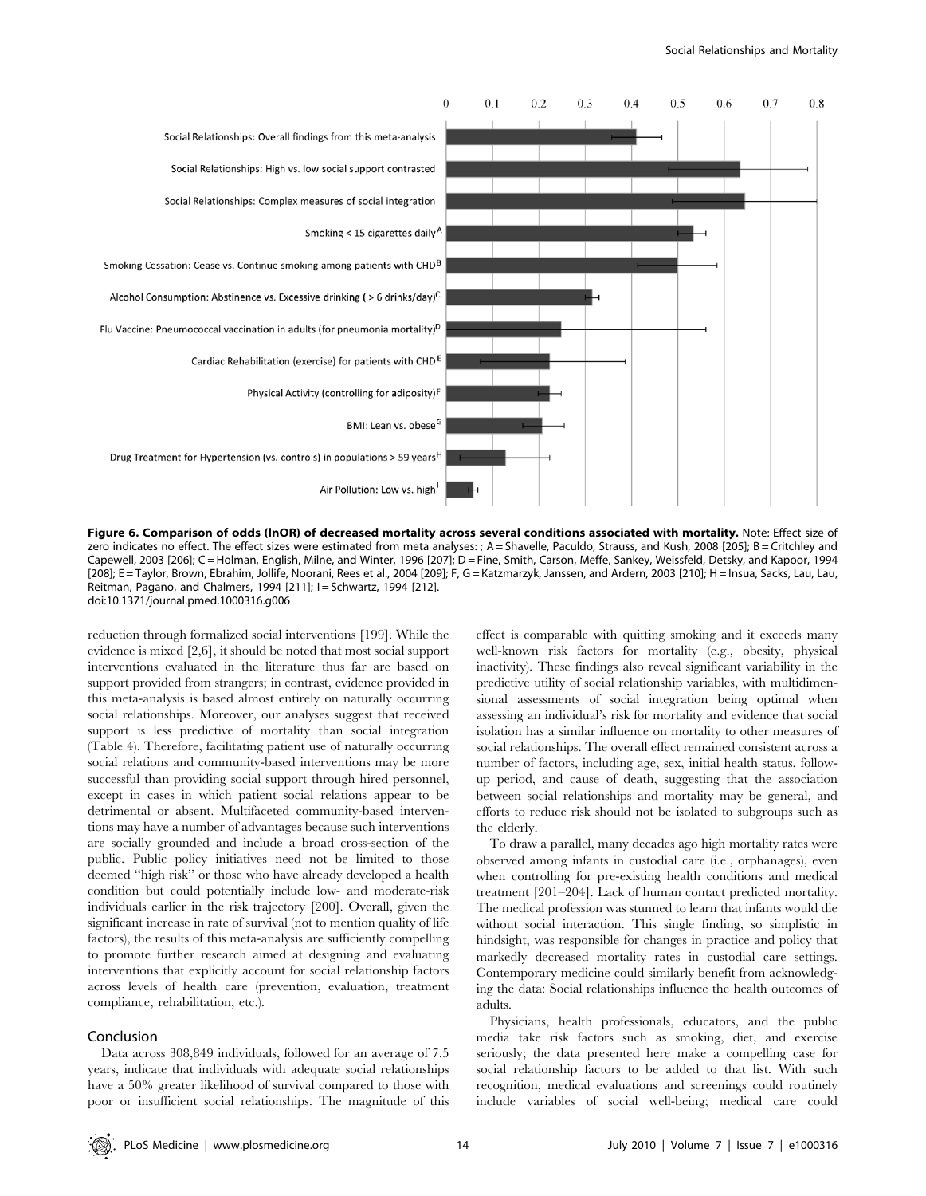**Figure 6. Comparison of odds (lnOR) of decreased mortality across several conditions associated with mortality.** Note: Effect size of zero indicates no effect. The effect sizes were estimated from meta analyses: ; A = Shavelle, Paculdo, Strauss, and Kush, 2008 [205]; B = Critchley and Capewell, 2003 [206]; C = Holman, English, Milne, and Winter, 1996 [207]; D = Fine, Smith, Carson, Meffe, Sankey, Weissfeld, Detsky, and Kapoor, 1994 [208]; E = Taylor, Brown, Ebrahim, Jollife, Noorani, Rees et al., 2004 [209]; F, G = Katzmarzyk, Janssen, and Ardern, 2003 [210]; H = Insua, Sacks, Lau, Lau, Reitman, Pagano, and Chalmers, 1994 [211]; I = Schwartz, 1994 [212].
doi:10.1371/journal.pmed.1000316.g006

reduction through formalized social interventions [199]. While the evidence is mixed [2,6], it should be noted that most social support interventions evaluated in the literature thus far are based on support provided from strangers; in contrast, evidence provided in this meta-analysis is based almost entirely on naturally occurring social relationships. Moreover, our analyses suggest that received support is less predictive of mortality than social integration (Table 4). Therefore, facilitating patient use of naturally occurring social relations and community-based interventions may be more successful than providing social support through hired personnel, except in cases in which patient social relations appear to be detrimental or absent. Multifaceted community-based interventions may have a number of advantages because such interventions are socially grounded and include a broad cross-section of the public. Public policy initiatives need not be limited to those deemed "high risk" or those who have already developed a health condition but could potentially include low- and moderate-risk individuals earlier in the risk trajectory [200]. Overall, given the significant increase in rate of survival (not to mention quality of life factors), the results of this meta-analysis are sufficiently compelling to promote further research aimed at designing and evaluating interventions that explicitly account for social relationship factors across levels of health care (prevention, evaluation, treatment compliance, rehabilitation, etc.).

## Conclusion

Data across 308,849 individuals, followed for an average of 7.5 years, indicate that individuals with adequate social relationships have a 50% greater likelihood of survival compared to those with poor or insufficient social relationships. The magnitude of this effect is comparable with quitting smoking and it exceeds many well-known risk factors for mortality (e.g., obesity, physical inactivity). These findings also reveal significant variability in the predictive utility of social relationship variables, with multidimensional assessments of social integration being optimal when assessing an individual's risk for mortality and evidence that social isolation has a similar influence on mortality to other measures of social relationships. The overall effect remained consistent across a number of factors, including age, sex, initial health status, follow-up period, and cause of death, suggesting that the association between social relationships and mortality may be general, and efforts to reduce risk should not be isolated to subgroups such as the elderly.

To draw a parallel, many decades ago high mortality rates were observed among infants in custodial care (i.e., orphanages), even when controlling for pre-existing health conditions and medical treatment [201–204]. Lack of human contact predicted mortality. The medical profession was stunned to learn that infants would die without social interaction. This single finding, so simplistic in hindsight, was responsible for changes in practice and policy that markedly decreased mortality rates in custodial care settings. Contemporary medicine could similarly benefit from acknowledging the data: Social relationships influence the health outcomes of adults.

Physicians, health professionals, educators, and the public media take risk factors such as smoking, diet, and exercise seriously; the data presented here make a compelling case for social relationship factors to be added to that list. With such recognition, medical evaluations and screenings could routinely include variables of social well-being; medical care could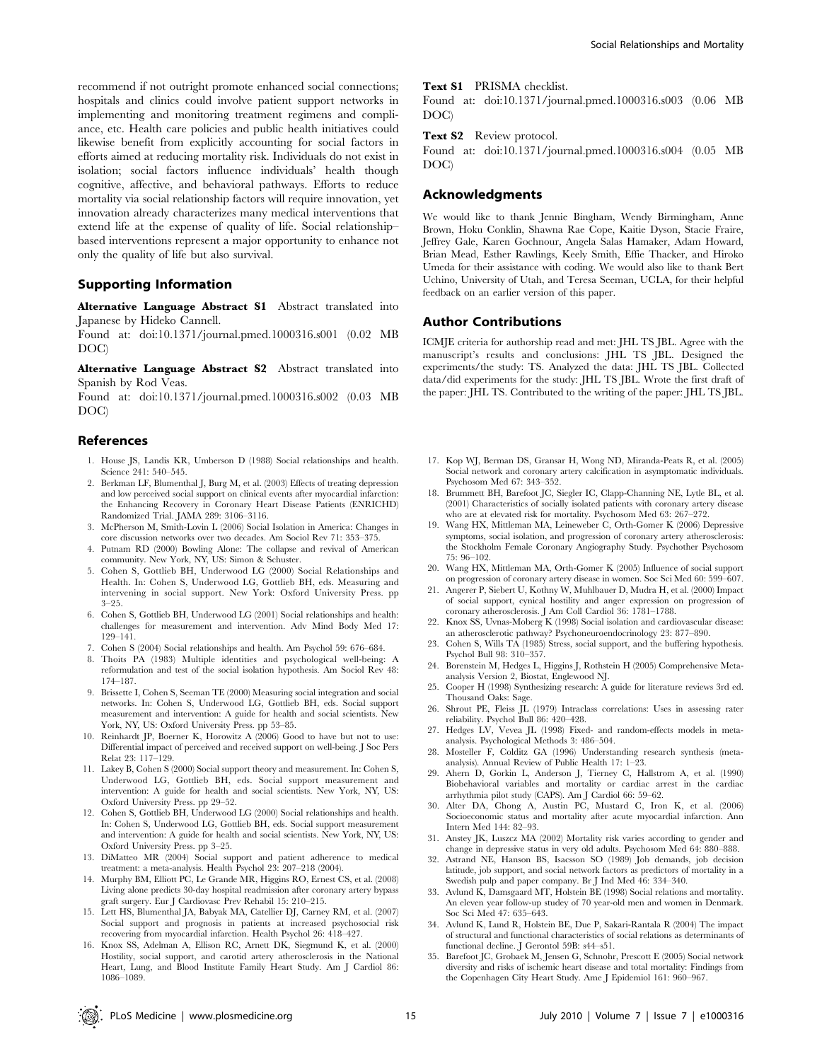recommend if not outright promote enhanced social connections; hospitals and clinics could involve patient support networks in implementing and monitoring treatment regimens and compliance, etc. Health care policies and public health initiatives could likewise benefit from explicitly accounting for social factors in efforts aimed at reducing mortality risk. Individuals do not exist in isolation; social factors influence individuals' health though cognitive, affective, and behavioral pathways. Efforts to reduce mortality via social relationship factors will require innovation, yet innovation already characterizes many medical interventions that extend life at the expense of quality of life. Social relationship–based interventions represent a major opportunity to enhance not only the quality of life but also survival.

## Supporting Information

**Alternative Language Abstract S1** Abstract translated into Japanese by Hideko Cannell.

Found at: doi:10.1371/journal.pmed.1000316.s001 (0.02 MB DOC)

**Alternative Language Abstract S2** Abstract translated into Spanish by Rod Veas.

Found at: doi:10.1371/journal.pmed.1000316.s002 (0.03 MB DOC)

**Text S1** PRISMA checklist.

Found at: doi:10.1371/journal.pmed.1000316.s003 (0.06 MB DOC)

**Text S2** Review protocol.

Found at: doi:10.1371/journal.pmed.1000316.s004 (0.05 MB DOC)

## Acknowledgments

We would like to thank Jennie Bingham, Wendy Birmingham, Anne Brown, Hoku Conklin, Shawna Rae Cope, Kaitie Dyson, Stacie Fraire, Jeffrey Gale, Karen Gochnour, Angela Salas Hamaker, Adam Howard, Brian Mead, Esther Rawlings, Keely Smith, Effie Thacker, and Hiroko Umeda for their assistance with coding. We would also like to thank Bert Uchino, University of Utah, and Teresa Seeman, UCLA, for their helpful feedback on an earlier version of this paper.

## Author Contributions

ICMJE criteria for authorship read and met: JHL TS JBL. Agree with the manuscript's results and conclusions: JHL TS JBL. Designed the experiments/the study: TS. Analyzed the data: JHL TS JBL. Collected data/did experiments for the study: JHL TS JBL. Wrote the first draft of the paper: JHL TS. Contributed to the writing of the paper: JHL TS JBL.

## References

1. House JS, Landis KR, Umberson D (1988) Social relationships and health. Science 241: 540–545.
2. Berkman LF, Blumenthal J, Burg M, et al. (2003) Effects of treating depression and low perceived social support on clinical events after myocardial infarction: the Enhancing Recovery in Coronary Heart Disease Patients (ENRICHD) Randomized Trial. JAMA 289: 3106–3116.
3. McPherson M, Smith-Lovin L (2006) Social Isolation in America: Changes in core discussion networks over two decades. Am Sociol Rev 71: 353–375.
4. Putnam RD (2000) Bowling Alone: The collapse and revival of American community. New York, NY, US: Simon & Schuster.
5. Cohen S, Gottlieb BH, Underwood LG (2000) Social Relationships and Health. In: Cohen S, Underwood LG, Gottlieb BH, eds. Measuring and intervening in social support. New York: Oxford University Press. pp 3–25.
6. Cohen S, Gottlieb BH, Underwood LG (2001) Social relationships and health: challenges for measurement and intervention. Adv Mind Body Med 17: 129–141.
7. Cohen S (2004) Social relationships and health. Am Psychol 59: 676–684.
8. Thoits PA (1983) Multiple identities and psychological well-being: A reformulation and test of the social isolation hypothesis. Am Sociol Rev 48: 174–187.
9. Brissette I, Cohen S, Seeman TE (2000) Measuring social integration and social networks. In: Cohen S, Underwood LG, Gottlieb BH, eds. Social support measurement and intervention: A guide for health and social scientists. New York, NY, US: Oxford University Press. pp 53–85.
10. Reinhardt JP, Boerner K, Horowitz A (2006) Good to have but not to use: Differential impact of perceived and received support on well-being. J Soc Pers Relat 23: 117–129.
11. Lakey B, Cohen S (2000) Social support theory and measurement. In: Cohen S, Underwood LG, Gottlieb BH, eds. Social support measurement and intervention: A guide for health and social scientists. New York, NY, US: Oxford University Press. pp 29–52.
12. Cohen S, Gottlieb BH, Underwood LG (2000) Social relationships and health. In: Cohen S, Underwood LG, Gottlieb BH, eds. Social support measurement and intervention: A guide for health and social scientists. New York, NY, US: Oxford University Press. pp 3–25.
13. DiMatteo MR (2004) Social support and patient adherence to medical treatment: a meta-analysis. Health Psychol 23: 207–218 (2004).
14. Murphy BM, Elliott PC, Le Grande MR, Higgins RO, Ernest CS, et al. (2008) Living alone predicts 30-day hospital readmission after coronary artery bypass graft surgery. Eur J Cardiovasc Prev Rehabil 15: 210–215.
15. Lett HS, Blumenthal JA, Babyak MA, Catellier DJ, Carney RM, et al. (2007) Social support and prognosis in patients at increased psychosocial risk recovering from myocardial infarction. Health Psychol 26: 418–427.
16. Knox SS, Adelman A, Ellison RC, Arnett DK, Siegmund K, et al. (2000) Hostility, social support, and carotid artery atherosclerosis in the National Heart, Lung, and Blood Institute Family Heart Study. Am J Cardiol 86: 1086–1089.
17. Kop WJ, Berman DS, Gransar H, Wong ND, Miranda-Peats R, et al. (2005) Social network and coronary artery calcification in asymptomatic individuals. Psychosom Med 67: 343–352.
18. Brummett BH, Barefoot JC, Siegler IC, Clapp-Channing NE, Lytle BL, et al. (2001) Characteristics of socially isolated patients with coronary artery disease who are at elevated risk for mortality. Psychosom Med 63: 267–272.
19. Wang HX, Mittleman MA, Leineweber C, Orth-Gomer K (2006) Depressive symptoms, social isolation, and progression of coronary artery atherosclerosis: the Stockholm Female Coronary Angiography Study. Psychother Psychosom 75: 96–102.
20. Wang HX, Mittleman MA, Orth-Gomer K (2005) Influence of social support on progression of coronary artery disease in women. Soc Sci Med 60: 599–607.
21. Angerer P, Siebert U, Kothny W, Muhlbauer D, Mudra H, et al. (2000) Impact of social support, cynical hostility and anger expression on progression of coronary atherosclerosis. J Am Coll Cardiol 36: 1781–1788.
22. Knox SS, Uvnas-Moberg K (1998) Social isolation and cardiovascular disease: an atherosclerotic pathway? Psychoneuroendocrinology 23: 877–890.
23. Cohen S, Wills TA (1985) Stress, social support, and the buffering hypothesis. Psychol Bull 98: 310–357.
24. Borenstein M, Hedges L, Higgins J, Rothstein H (2005) Comprehensive Meta-analysis Version 2, Biostat, Englewood NJ.
25. Cooper H (1998) Synthesizing research: A guide for literature reviews 3rd ed. Thousand Oaks: Sage.
26. Shrout PE, Fleiss JL (1979) Intraclass correlations: Uses in assessing rater reliability. Psychol Bull 86: 420–428.
27. Hedges LV, Vevea JL (1998) Fixed- and random-effects models in meta-analysis. Psychological Methods 3: 486–504.
28. Mosteller F, Colditz GA (1996) Understanding research synthesis (meta-analysis). Annual Review of Public Health 17: 1–23.
29. Ahern D, Gorkin L, Anderson J, Tierney C, Hallstrom A, et al. (1990) Biobehavioral variables and mortality or cardiac arrest in the cardiac arrhythmia pilot study (CAPS). Am J Cardiol 66: 59–62.
30. Alter DA, Chong A, Austin PC, Mustard C, Iron K, et al. (2006) Socioeconomic status and mortality after acute myocardial infarction. Ann Intern Med 144: 82–93.
31. Anstey JK, Luszcz MA (2002) Mortality risk varies according to gender and change in depressive status in very old adults. Psychosom Med 64: 880–888.
32. Astrand NE, Hanson BS, Isacsson SO (1989) Job demands, job decision latitude, job support, and social network factors as predictors of mortality in a Swedish pulp and paper company. Br J Ind Med 46: 334–340.
33. Avlund K, Damsgaard MT, Holstein BE (1998) Social relations and mortality. An eleven year follow-up studey of 70 year-old men and women in Denmark. Soc Sci Med 47: 635–643.
34. Avlund K, Lund R, Holstein BE, Due P, Sakari-Rantala R (2004) The impact of structural and functional characteristics of social relations as determinants of functional decline. J Gerontol 59B: s44–s51.
35. Barefoot JC, Grobaek M, Jensen G, Schnohr, Prescott E (2005) Social network diversity and risks of ischemic heart disease and total mortality: Findings from the Copenhagen City Heart Study. Ame J Epidemiol 161: 960–967.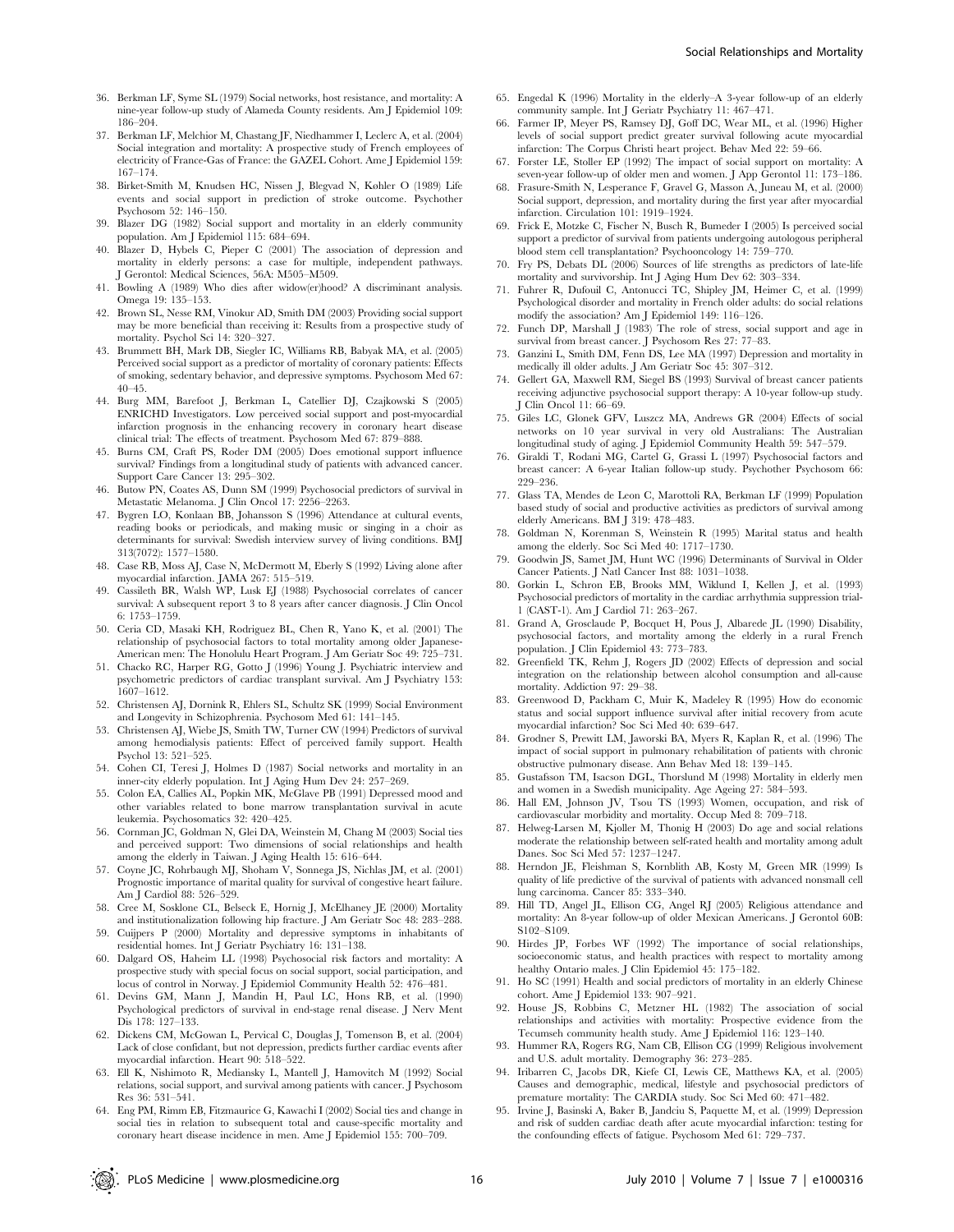36. Berkman LF, Syme SL (1979) Social networks, host resistance, and mortality: A nine-year follow-up study of Alameda County residents. Am J Epidemiol 109: 186–204.
37. Berkman LF, Melchior M, Chastang JF, Niedhammer I, Leclerc A, et al. (2004) Social integration and mortality: A prospective study of French employees of electricity of France-Gas of France: the GAZEL Cohort. Ame J Epidemiol 159: 167–174.
38. Birket-Smith M, Knudsen HC, Nissen J, Blegvad N, Køhler O (1989) Life events and social support in prediction of stroke outcome. Psychother Psychosom 52: 146–150.
39. Blazer DG (1982) Social support and mortality in an elderly community population. Am J Epidemiol 115: 684–694.
40. Blazer D, Hybels C, Pieper C (2001) The association of depression and mortality in elderly persons: a case for multiple, independent pathways. J Gerontol: Medical Sciences, 56A: M505–M509.
41. Bowling A (1989) Who dies after widow(er)hood? A discriminant analysis. Omega 19: 135–153.
42. Brown SL, Nesse RM, Vinokur AD, Smith DM (2003) Providing social support may be more beneficial than receiving it: Results from a prospective study of mortality. Psychol Sci 14: 320–327.
43. Brummett BH, Mark DB, Siegler IC, Williams RB, Babyak MA, et al. (2005) Perceived social support as a predictor of mortality of coronary patients: Effects of smoking, sedentary behavior, and depressive symptoms. Psychosom Med 67: 40–45.
44. Burg MM, Barefoot J, Berkman L, Catellier DJ, Czajkowski S (2005) ENRICHD Investigators. Low perceived social support and post-myocardial infarction prognosis in the enhancing recovery in coronary heart disease clinical trial: The effects of treatment. Psychosom Med 67: 879–888.
45. Burns CM, Craft PS, Roder DM (2005) Does emotional support influence survival? Findings from a longitudinal study of patients with advanced cancer. Support Care Cancer 13: 295–302.
46. Butow PN, Coates AS, Dunn SM (1999) Psychosocial predictors of survival in Metastatic Melanoma. J Clin Oncol 17: 2256–2263.
47. Bygren LO, Konlaan BB, Johansson S (1996) Attendance at cultural events, reading books or periodicals, and making music or singing in a choir as determinants for survival: Swedish interview survey of living conditions. BMJ 313(7072): 1577–1580.
48. Case RB, Moss AJ, Case N, McDermott M, Eberly S (1992) Living alone after myocardial infarction. JAMA 267: 515–519.
49. Cassileth BR, Walsh WP, Lusk EJ (1988) Psychosocial correlates of cancer survival: A subsequent report 3 to 8 years after cancer diagnosis. J Clin Oncol 6: 1753–1759.
50. Ceria CD, Masaki KH, Rodriguez BL, Chen R, Yano K, et al. (2001) The relationship of psychosocial factors to total mortality among older Japanese-American men: The Honolulu Heart Program. J Am Geriatr Soc 49: 725–731.
51. Chacko RC, Harper RG, Gotto J (1996) Young J. Psychiatric interview and psychometric predictors of cardiac transplant survival. Am J Psychiatry 153: 1607–1612.
52. Christensen AJ, Dornink R, Ehlers SL, Schultz SK (1999) Social Environment and Longevity in Schizophrenia. Psychosom Med 61: 141–145.
53. Christensen AJ, Wiebe JS, Smith TW, Turner CW (1994) Predictors of survival among hemodialysis patients: Effect of perceived family support. Health Psychol 13: 521–525.
54. Cohen CI, Teresi J, Holmes D (1987) Social networks and mortality in an inner-city elderly population. Int J Aging Hum Dev 24: 257–269.
55. Colon EA, Callies AL, Popkin MK, McGlave PB (1991) Depressed mood and other variables related to bone marrow transplantation survival in acute leukemia. Psychosomatics 32: 420–425.
56. Cornman JC, Goldman N, Glei DA, Weinstein M, Chang M (2003) Social ties and perceived support: Two dimensions of social relationships and health among the elderly in Taiwan. J Aging Health 15: 616–644.
57. Coyne JC, Rohrbaugh MJ, Shoham V, Sonnega JS, Nichlas JM, et al. (2001) Prognostic importance of marital quality for survival of congestive heart failure. Am J Cardiol 88: 526–529.
58. Cree M, Sosklone CL, Belseck E, Hornig J, McElhaney JE (2000) Mortality and institutionalization following hip fracture. J Am Geriatr Soc 48: 283–288.
59. Cuijpers P (2000) Mortality and depressive symptoms in inhabitants of residential homes. Int J Geriatr Psychiatry 16: 131–138.
60. Dalgard OS, Haheim LL (1998) Psychosocial risk factors and mortality: A prospective study with special focus on social support, social participation, and locus of control in Norway. J Epidemiol Community Health 52: 476–481.
61. Devins GM, Mann J, Mandin H, Paul LC, Hons RB, et al. (1990) Psychological predictors of survival in end-stage renal disease. J Nerv Ment Dis 178: 127–133.
62. Dickens CM, McGowan L, Pervical C, Douglas J, Tomenson B, et al. (2004) Lack of close confidant, but not depression, predicts further cardiac events after myocardial infarction. Heart 90: 518–522.
63. Ell K, Nishimoto R, Mediansky L, Mantell J, Hamovitch M (1992) Social relations, social support, and survival among patients with cancer. J Psychosom Res 36: 531–541.
64. Eng PM, Rimm EB, Fitzmaurice G, Kawachi I (2002) Social ties and change in social ties in relation to subsequent total and cause-specific mortality and coronary heart disease incidence in men. Ame J Epidemiol 155: 700–709.
65. Engedal K (1996) Mortality in the elderly–A 3-year follow-up of an elderly community sample. Int J Geriatr Psychiatry 11: 467–471.
66. Farmer IP, Meyer PS, Ramsey DJ, Goff DC, Wear ML, et al. (1996) Higher levels of social support predict greater survival following acute myocardial infarction: The Corpus Christi heart project. Behav Med 22: 59–66.
67. Forster LE, Stoller EP (1992) The impact of social support on mortality: A seven-year follow-up of older men and women. J App Gerontol 11: 173–186.
68. Frasure-Smith N, Lesperance F, Gravel G, Masson A, Juneau M, et al. (2000) Social support, depression, and mortality during the first year after myocardial infarction. Circulation 101: 1919–1924.
69. Frick E, Motzke C, Fischer N, Busch R, Bumeder I (2005) Is perceived social support a predictor of survival from patients undergoing autologous peripheral blood stem cell transplantation? Psychooncology 14: 759–770.
70. Fry PS, Debats DL (2006) Sources of life strengths as predictors of late-life mortality and survivorship. Int J Aging Hum Dev 62: 303–334.
71. Fuhrer R, Dufouil C, Antonucci TC, Shipley JM, Heimer C, et al. (1999) Psychological disorder and mortality in French older adults: do social relations modify the association? Am J Epidemiol 149: 116–126.
72. Funch DP, Marshall J (1983) The role of stress, social support and age in survival from breast cancer. J Psychosom Res 27: 77–83.
73. Ganzini L, Smith DM, Fenn DS, Lee MA (1997) Depression and mortality in medically ill older adults. J Am Geriatr Soc 45: 307–312.
74. Gellert GA, Maxwell RM, Siegel BS (1993) Survival of breast cancer patients receiving adjunctive psychosocial support therapy: A 10-year follow-up study. J Clin Oncol 11: 66–69.
75. Giles LC, Glonek GFV, Luszcz MA, Andrews GR (2004) Effects of social networks on 10 year survival in very old Australians: The Australian longitudinal study of aging. J Epidemiol Community Health 59: 547–579.
76. Giraldi T, Rodani MG, Cartel G, Grassi L (1997) Psychosocial factors and breast cancer: A 6-year Italian follow-up study. Psychother Psychosom 66: 229–236.
77. Glass TA, Mendes de Leon C, Marottoli RA, Berkman LF (1999) Population based study of social and productive activities as predictors of survival among elderly Americans. BM J 319: 478–483.
78. Goldman N, Korenman S, Weinstein R (1995) Marital status and health among the elderly. Soc Sci Med 40: 1717–1730.
79. Goodwin JS, Samet JM, Hunt WC (1996) Determinants of Survival in Older Cancer Patients. J Natl Cancer Inst 88: 1031–1038.
80. Gorkin L, Schron EB, Brooks MM, Wiklund I, Kellen J, et al. (1993) Psychosocial predictors of mortality in the cardiac arrhythmia suppression trial-1 (CAST-1). Am J Cardiol 71: 263–267.
81. Grand A, Grosclaude P, Bocquet H, Pous J, Albarede JL (1990) Disability, psychosocial factors, and mortality among the elderly in a rural French population. J Clin Epidemiol 43: 773–783.
82. Greenfield TK, Rehm J, Rogers JD (2002) Effects of depression and social integration on the relationship between alcohol consumption and all-cause mortality. Addiction 97: 29–38.
83. Greenwood D, Packham C, Muir K, Madeley R (1995) How do economic status and social support influence survival after initial recovery from acute myocardial infarction? Soc Sci Med 40: 639–647.
84. Grodner S, Prewitt LM, Jaworski BA, Myers R, Kaplan R, et al. (1996) The impact of social support in pulmonary rehabilitation of patients with chronic obstructive pulmonary disease. Ann Behav Med 18: 139–145.
85. Gustafsson TM, Isacson DGL, Thorslund M (1998) Mortality in elderly men and women in a Swedish municipality. Age Ageing 27: 584–593.
86. Hall EM, Johnson JV, Tsou TS (1993) Women, occupation, and risk of cardiovascular morbidity and mortality. Occup Med 8: 709–718.
87. Helweg-Larsen M, Kjoller M, Thonig H (2003) Do age and social relations moderate the relationship between self-rated health and mortality among adult Danes. Soc Sci Med 57: 1237–1247.
88. Herndon JE, Fleishman S, Kornblith AB, Kosty M, Green MR (1999) Is quality of life predictive of the survival of patients with advanced nonsmall cell lung carcinoma. Cancer 85: 333–340.
89. Hill TD, Angel JL, Ellison CG, Angel RJ (2005) Religious attendance and mortality: An 8-year follow-up of older Mexican Americans. J Gerontol 60B: S102–S109.
90. Hirdes JP, Forbes WF (1992) The importance of social relationships, socioeconomic status, and health practices with respect to mortality among healthy Ontario males. J Clin Epidemiol 45: 175–182.
91. Ho SC (1991) Health and social predictors of mortality in an elderly Chinese cohort. Ame J Epidemiol 133: 907–921.
92. House JS, Robbins C, Metzner HL (1982) The association of social relationships and activities with mortality: Prospective evidence from the Tecumseh community health study. Ame J Epidemiol 116: 123–140.
93. Hummer RA, Rogers RG, Nam CB, Ellison CG (1999) Religious involvement and U.S. adult mortality. Demography 36: 273–285.
94. Iribarren C, Jacobs DR, Kiefe CI, Lewis CE, Matthews KA, et al. (2005) Causes and demographic, medical, lifestyle and psychosocial predictors of premature mortality: The CARDIA study. Soc Sci Med 60: 471–482.
95. Irvine J, Basinski A, Baker B, Jandciu S, Paquette M, et al. (1999) Depression and risk of sudden cardiac death after acute myocardial infarction: testing for the confounding effects of fatigue. Psychosom Med 61: 729–737.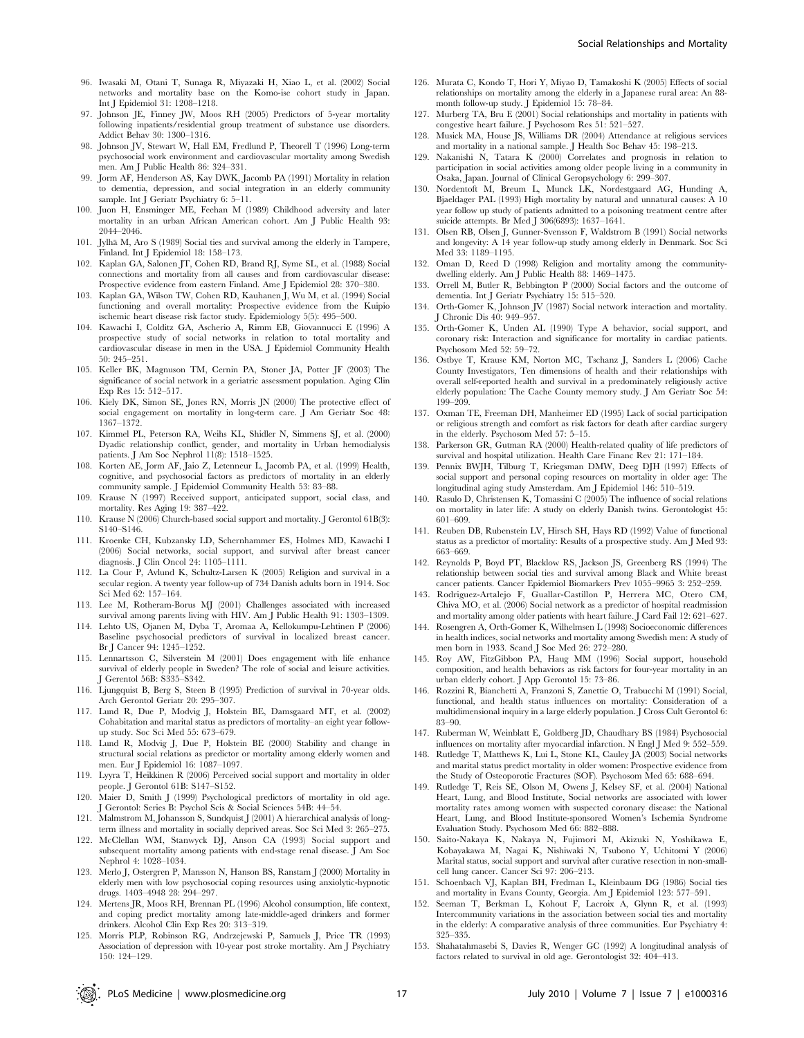96. Iwasaki M, Otani T, Sunaga R, Miyazaki H, Xiao L, et al. (2002) Social networks and mortality base on the Komo-ise cohort study in Japan. Int J Epidemiol 31: 1208–1218.
97. Johnson JE, Finney JW, Moos RH (2005) Predictors of 5-year mortality following inpatients/residential group treatment of substance use disorders. Addict Behav 30: 1300–1316.
98. Johnson JV, Stewart W, Hall EM, Fredlund P, Theorell T (1996) Long-term psychosocial work environment and cardiovascular mortality among Swedish men. Am J Public Health 86: 324–331.
99. Jorm AF, Henderson AS, Kay DWK, Jacomb PA (1991) Mortality in relation to dementia, depression, and social integration in an elderly community sample. Int J Geriatr Psychiatry 6: 5–11.
100. Juon H, Ensminger ME, Feehan M (1989) Childhood adversity and later mortality in an urban African American cohort. Am J Public Health 93: 2044–2046.
101. Jylhä M, Aro S (1989) Social ties and survival among the elderly in Tampere, Finland. Int J Epidemiol 18: 158–173.
102. Kaplan GA, Salonen JT, Cohen RD, Brand RJ, Syme SL, et al. (1988) Social connections and mortality from all causes and from cardiovascular disease: Prospective evidence from eastern Finland. Ame J Epidemiol 28: 370–380.
103. Kaplan GA, Wilson TW, Cohen RD, Kauhanen J, Wu M, et al. (1994) Social functioning and overall mortality: Prospective evidence from the Kuipio ischemic heart disease risk factor study. Epidemiology 5(5): 495–500.
104. Kawachi I, Colditz GA, Ascherio A, Rimm EB, Giovannucci E (1996) A prospective study of social networks in relation to total mortality and cardiovascular disease in men in the USA. J Epidemiol Community Health 50: 245–251.
105. Keller BK, Magnuson TM, Cernin PA, Stoner JA, Potter JF (2003) The significance of social network in a geriatric assessment population. Aging Clin Exp Res 15: 512–517.
106. Kiely DK, Simon SE, Jones RN, Morris JN (2000) The protective effect of social engagement on mortality in long-term care. J Am Geriatr Soc 48: 1367–1372.
107. Kimmel PL, Peterson RA, Weihs KL, Shidler N, Simmens SJ, et al. (2000) Dyadic relationship conflict, gender, and mortality in Urban hemodialysis patients. J Am Soc Nephrol 11(8): 1518–1525.
108. Korten AE, Jorm AF, Jaio Z, Letenneur L, Jacomb PA, et al. (1999) Health, cognitive, and psychosocial factors as predictors of mortality in an elderly community sample. J Epidemiol Community Health 53: 83–88.
109. Krause N (1997) Received support, anticipated support, social class, and mortality. Res Aging 19: 387–422.
110. Krause N (2006) Church-based social support and mortality. J Gerontol 61B(3): S140–S146.
111. Kroenke CH, Kubzansky LD, Schernhammer ES, Holmes MD, Kawachi I (2006) Social networks, social support, and survival after breast cancer diagnosis. J Clin Oncol 24: 1105–1111.
112. La Cour P, Avlund K, Schultz-Larsen K (2005) Religion and survival in a secular region. A twenty year follow-up of 734 Danish adults born in 1914. Soc Sci Med 62: 157–164.
113. Lee M, Rotheram-Borus MJ (2001) Challenges associated with increased survival among parents living with HIV. Am J Public Health 91: 1303–1309.
114. Lehto US, Ojanen M, Dyba T, Aromaa A, Kellokumpu-Lehtinen P (2006) Baseline psychosocial predictors of survival in localized breast cancer. Br J Cancer 94: 1245–1252.
115. Lennartsson C, Silverstein M (2001) Does engagement with life enhance survival of elderly people in Sweden? The role of social and leisure activities. J Gerentol 56B: S335–S342.
116. Ljungquist B, Berg S, Steen B (1995) Prediction of survival in 70-year olds. Arch Gerontol Geriatr 20: 295–307.
117. Lund R, Due P, Modvig J, Holstein BE, Damsgaard MT, et al. (2002) Cohabitation and marital status as predictors of mortality–an eight year follow-up study. Soc Sci Med 55: 673–679.
118. Lund R, Modvig J, Due P, Holstein BE (2000) Stability and change in structural social relations as predictor or mortality among elderly women and men. Eur J Epidemiol 16: 1087–1097.
119. Lyyra T, Heikkinen R (2006) Perceived social support and mortality in older people. J Gerontol 61B: S147–S152.
120. Maier D, Smith J (1999) Psychological predictors of mortality in old age. J Gerontol: Series B: Psychol Scis & Social Sciences 54B: 44–54.
121. Malmstrom M, Johansson S, Sundquist J (2001) A hierarchical analysis of long-term illness and mortality in socially deprived areas. Soc Sci Med 3: 265–275.
122. McClellan WM, Stanwyck DJ, Anson CA (1993) Social support and subsequent mortality among patients with end-stage renal disease. J Am Soc Nephrol 4: 1028–1034.
123. Merlo J, Ostergren P, Mansson N, Hanson BS, Ranstam J (2000) Mortality in elderly men with low psychosocial coping resources using anxiolytic-hypnotic drugs. 1403–4948 28: 294–297.
124. Mertens JR, Moos RH, Brennan PL (1996) Alcohol consumption, life context, and coping predict mortality among late-middle-aged drinkers and former drinkers. Alcohol Clin Exp Res 20: 313–319.
125. Morris PLP, Robinson RG, Andrzejewski P, Samuels J, Price TR (1993) Association of depression with 10-year post stroke mortality. Am J Psychiatry 150: 124–129.
126. Murata C, Kondo T, Hori Y, Miyao D, Tamakoshi K (2005) Effects of social relationships on mortality among the elderly in a Japanese rural area: An 88-month follow-up study. J Epidemiol 15: 78–84.
127. Murberg TA, Bru E (2001) Social relationships and mortality in patients with congestive heart failure. J Psychosom Res 51: 521–527.
128. Musick MA, House JS, Williams DR (2004) Attendance at religious services and mortality in a national sample. J Health Soc Behav 45: 198–213.
129. Nakanishi N, Tatara K (2000) Correlates and prognosis in relation to participation in social activities among older people living in a community in Osaka, Japan. Journal of Clinical Geropsychology 6: 299–307.
130. Nordentoft M, Breum L, Munck LK, Nordestgaard AG, Hunding A, Bjaeldager PAL (1993) High mortality by natural and unnatural causes: A 10 year follow up study of patients admitted to a poisoning treatment centre after suicide attempts. Br Med J 306(6893): 1637–1641.
131. Olsen RB, Olsen J, Gunner-Svensson F, Waldstrom B (1991) Social networks and longevity: A 14 year follow-up study among elderly in Denmark. Soc Sci Med 33: 1189–1195.
132. Oman D, Reed D (1998) Religion and mortality among the community-dwelling elderly. Am J Public Health 88: 1469–1475.
133. Orrell M, Butler R, Bebbington P (2000) Social factors and the outcome of dementia. Int J Geriatr Psychiatry 15: 515–520.
134. Orth-Gomer K, Johnson JV (1987) Social network interaction and mortality. J Chronic Dis 40: 949–957.
135. Orth-Gomer K, Unden AL (1990) Type A behavior, social support, and coronary risk: Interaction and significance for mortality in cardiac patients. Psychosom Med 52: 59–72.
136. Ostbye T, Krause KM, Norton MC, Tschanz J, Sanders L (2006) Cache County Investigators, Ten dimensions of health and their relationships with overall self-reported health and survival in a predominately religiously active elderly population: The Cache County memory study. J Am Geriatr Soc 54: 199–209.
137. Oxman TE, Freeman DH, Manheimer ED (1995) Lack of social participation or religious strength and comfort as risk factors for death after cardiac surgery in the elderly. Psychosom Med 57: 5–15.
138. Parkerson GR, Gutman RA (2000) Health-related quality of life predictors of survival and hospital utilization. Health Care Financ Rev 21: 171–184.
139. Pennix BWJH, Tilburg T, Kriegsman DMW, Deeg DJH (1997) Effects of social support and personal coping resources on mortality in older age: The longitudinal aging study Amsterdam. Am J Epidemiol 146: 510–519.
140. Rasulo D, Christensen K, Tomassini C (2005) The influence of social relations on mortality in later life: A study on elderly Danish twins. Gerontologist 45: 601–609.
141. Reuben DB, Rubenstein LV, Hirsch SH, Hays RD (1992) Value of functional status as a predictor of mortality: Results of a prospective study. Am J Med 93: 663–669.
142. Reynolds P, Boyd PT, Blacklow RS, Jackson JS, Greenberg RS (1994) The relationship between social ties and survival among Black and White breast cancer patients. Cancer Epidemiol Biomarkers Prev 1055–9965 3: 252–259.
143. Rodriguez-Artalejo F, Guallar-Castillon P, Herrera MC, Otero CM, Chiva MO, et al. (2006) Social network as a predictor of hospital readmission and mortality among older patients with heart failure. J Card Fail 12: 621–627.
144. Rosengren A, Orth-Gomer K, Wilhelmsen L (1998) Socioeconomic differences in health indices, social networks and mortality among Swedish men: A study of men born in 1933. Scand J Soc Med 26: 272–280.
145. Roy AW, FitzGibbon PA, Haug MM (1996) Social support, household composition, and health behaviors as risk factors for four-year mortality in an urban elderly cohort. J App Gerontol 15: 73–86.
146. Rozzini R, Bianchetti A, Franzoni S, Zanettie O, Trabucchi M (1991) Social, functional, and health status influences on mortality: Consideration of a multidimensional inquiry in a large elderly population. J Cross Cult Gerontol 6: 83–90.
147. Ruberman W, Weinblatt E, Goldberg JD, Chaudhary BS (1984) Psychosocial influences on mortality after myocardial infarction. N Engl J Med 9: 552–559.
148. Rutledge T, Matthews K, Lui L, Stone KL, Cauley JA (2003) Social networks and marital status predict mortality in older women: Prospective evidence from the Study of Osteoporotic Fractures (SOF). Psychosom Med 65: 688–694.
149. Rutledge T, Reis SE, Olson M, Owens J, Kelsey SF, et al. (2004) National Heart, Lung, and Blood Institute, Social networks are associated with lower mortality rates among women with suspected coronary disease: the National Heart, Lung, and Blood Institute-sponsored Women's Ischemia Syndrome Evaluation Study. Psychosom Med 66: 882–888.
150. Saito-Nakaya K, Nakaya N, Fujimori M, Akizuki N, Yoshikawa E, Kobayakawa M, Nagai K, Nishiwaki N, Tsubono Y, Uchitomi Y (2006) Marital status, social support and survival after curative resection in non-small-cell lung cancer. Cancer Sci 97: 206–213.
151. Schoenbach VJ, Kaplan BH, Fredman L, Kleinbaum DG (1986) Social ties and mortality in Evans County, Georgia. Am J Epidemiol 123: 577–591.
152. Seeman T, Berkman L, Kohout F, Lacroix A, Glynn R, et al. (1993) Intercommunity variations in the association between social ties and mortality in the elderly: A comparative analysis of three communities. Eur Psychiatry 4: 325–335.
153. Shahatahmasebi S, Davies R, Wenger GC (1992) A longitudinal analysis of factors related to survival in old age. Gerontologist 32: 404–413.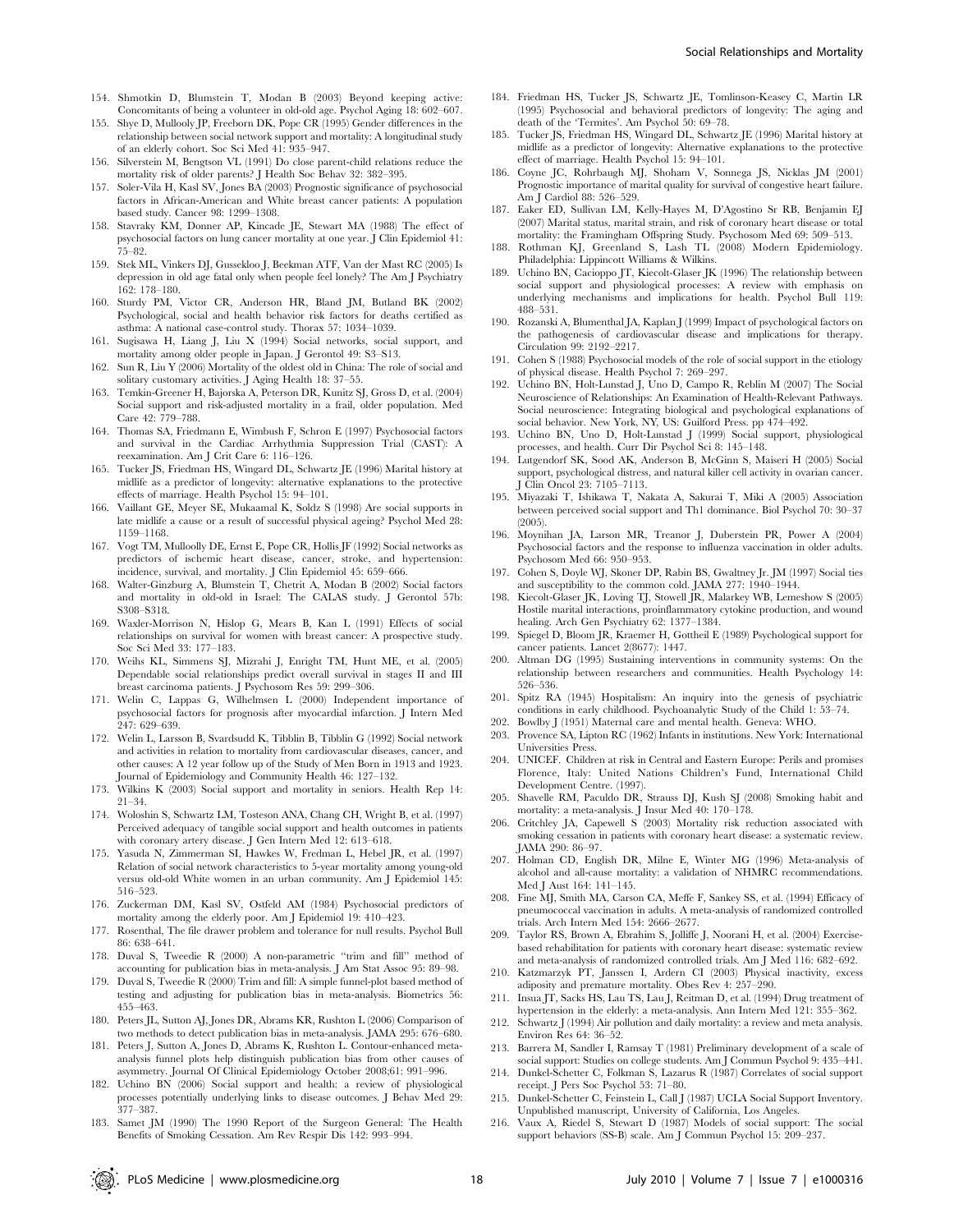154. Shmotkin D, Blumstein T, Modan B (2003) Beyond keeping active: Concomitants of being a volunteer in old-old age. Psychol Aging 18: 602–607.
155. Shye D, Mullooly JP, Freeborn DK, Pope CR (1995) Gender differences in the relationship between social network support and mortality: A longitudinal study of an elderly cohort. Soc Sci Med 41: 935–947.
156. Silverstein M, Bengtson VL (1991) Do close parent-child relations reduce the mortality risk of older parents? J Health Soc Behav 32: 382–395.
157. Soler-Vila H, Kasl SV, Jones BA (2003) Prognostic significance of psychosocial factors in African-American and White breast cancer patients: A population based study. Cancer 98: 1299–1308.
158. Stavraky KM, Donner AP, Kincade JE, Stewart MA (1988) The effect of psychosocial factors on lung cancer mortality at one year. J Clin Epidemiol 41: 75–82.
159. Stek ML, Vinkers DJ, Gussekloo J, Beekman ATF, Van der Mast RC (2005) Is depression in old age fatal only when people feel lonely? The Am J Psychiatry 162: 178–180.
160. Sturdy PM, Victor CR, Anderson HR, Bland JM, Butland BK (2002) Psychological, social and health behavior risk factors for deaths certified as asthma: A national case-control study. Thorax 57: 1034–1039.
161. Sugisawa H, Liang J, Liu X (1994) Social networks, social support, and mortality among older people in Japan. J Gerontol 49: S3–S13.
162. Sun R, Liu Y (2006) Mortality of the oldest old in China: The role of social and solitary customary activities. J Aging Health 18: 37–55.
163. Temkin-Greener H, Bajorska A, Peterson DR, Kunitz SJ, Gross D, et al. (2004) Social support and risk-adjusted mortality in a frail, older population. Med Care 42: 779–788.
164. Thomas SA, Friedmann E, Wimbush F, Schron E (1997) Psychosocial factors and survival in the Cardiac Arrhythmia Suppression Trial (CAST): A reexamination. Am J Crit Care 6: 116–126.
165. Tucker JS, Friedman HS, Wingard DL, Schwartz JE (1996) Marital history at midlife as a predictor of longevity: alternative explanations to the protective effects of marriage. Health Psychol 15: 94–101.
166. Vaillant GE, Meyer SE, Mukaamal K, Soldz S (1998) Are social supports in late midlife a cause or a result of successful physical ageing? Psychol Med 28: 1159–1168.
167. Vogt TM, Mullooly DE, Ernst E, Pope CR, Hollis JF (1992) Social networks as predictors of ischemic heart disease, cancer, stroke, and hypertension: incidence, survival, and mortality. J Clin Epidemiol 45: 659–666.
168. Walter-Ginzburg A, Blumstein T, Chetrit A, Modan B (2002) Social factors and mortality in old-old in Israel: The CALAS study. J Gerontol 57b: S308–S318.
169. Waxler-Morrison N, Hislop G, Mears B, Kan L (1991) Effects of social relationships on survival for women with breast cancer: A prospective study. Soc Sci Med 33: 177–183.
170. Weihs KL, Simmens SJ, Mizrahi J, Enright TM, Hunt ME, et al. (2005) Dependable social relationships predict overall survival in stages II and III breast carcinoma patients. J Psychosom Res 59: 299–306.
171. Welin C, Lappas G, Wilhelmsen L (2000) Independent importance of psychosocial factors for prognosis after myocardial infarction. J Intern Med 247: 629–639.
172. Welin L, Larsson B, Svardsudd K, Tibblin B, Tibblin G (1992) Social network and activities in relation to mortality from cardiovascular diseases, cancer, and other causes: A 12 year follow up of the Study of Men Born in 1913 and 1923. Journal of Epidemiology and Community Health 46: 127–132.
173. Wilkins K (2003) Social support and mortality in seniors. Health Rep 14: 21–34.
174. Woloshin S, Schwartz LM, Tosteson ANA, Chang CH, Wright B, et al. (1997) Perceived adequacy of tangible social support and health outcomes in patients with coronary artery disease. J Gen Intern Med 12: 613–618.
175. Yasuda N, Zimmerman SI, Hawkes W, Fredman L, Hebel JR, et al. (1997) Relation of social network characteristics to 5-year mortality among young-old versus old-old White women in an urban community. Am J Epidemiol 145: 516–523.
176. Zuckerman DM, Kasl SV, Ostfeld AM (1984) Psychosocial predictors of mortality among the elderly poor. Am J Epidemiol 19: 410–423.
177. Rosenthal, The file drawer problem and tolerance for null results. Psychol Bull 86: 638–641.
178. Duval S, Tweedie R (2000) A non-parametric "trim and fill" method of accounting for publication bias in meta-analysis. J Am Stat Assoc 95: 89–98.
179. Duval S, Tweedie R (2000) Trim and fill: A simple funnel-plot based method of testing and adjusting for publication bias in meta-analysis. Biometrics 56: 455–463.
180. Peters JL, Sutton AJ, Jones DR, Abrams KR, Rushton L (2006) Comparison of two methods to detect publication bias in meta-analysis. JAMA 295: 676–680.
181. Peters J, Sutton A, Jones D, Abrams K, Rushton L. Contour-enhanced meta-analysis funnel plots help distinguish publication bias from other causes of asymmetry. Journal Of Clinical Epidemiology October 2008;61: 991–996.
182. Uchino BN (2006) Social support and health: a review of physiological processes potentially underlying links to disease outcomes. J Behav Med 29: 377–387.
183. Samet JM (1990) The 1990 Report of the Surgeon General: The Health Benefits of Smoking Cessation. Am Rev Respir Dis 142: 993–994.
184. Friedman HS, Tucker JS, Schwartz JE, Tomlinson-Keasey C, Martin LR (1995) Psychosocial and behavioral predictors of longevity: The aging and death of the 'Termites'. Am Psychol 50: 69–78.
185. Tucker JS, Friedman HS, Wingard DL, Schwartz JE (1996) Marital history at midlife as a predictor of longevity: Alternative explanations to the protective effect of marriage. Health Psychol 15: 94–101.
186. Coyne JC, Rohrbaugh MJ, Shoham V, Sonnega JS, Nicklas JM (2001) Prognostic importance of marital quality for survival of congestive heart failure. Am J Cardiol 88: 526–529.
187. Eaker ED, Sullivan LM, Kelly-Hayes M, D'Agostino Sr RB, Benjamin EJ (2007) Marital status, marital strain, and risk of coronary heart disease or total mortality: the Framingham Offspring Study. Psychosom Med 69: 509–513.
188. Rothman KJ, Greenland S, Lash TL (2008) Modern Epidemiology. Philadelphia: Lippincott Williams & Wilkins.
189. Uchino BN, Cacioppo JT, Kiecolt-Glaser JK (1996) The relationship between social support and physiological processes: A review with emphasis on underlying mechanisms and implications for health. Psychol Bull 119: 488–531.
190. Rozanski A, Blumenthal JA, Kaplan J (1999) Impact of psychological factors on the pathogenesis of cardiovascular disease and implications for therapy. Circulation 99: 2192–2217.
191. Cohen S (1988) Psychosocial models of the role of social support in the etiology of physical disease. Health Psychol 7: 269–297.
192. Uchino BN, Holt-Lunstad J, Uno D, Campo R, Reblin M (2007) The Social Neuroscience of Relationships: An Examination of Health-Relevant Pathways. Social neuroscience: Integrating biological and psychological explanations of social behavior. New York, NY, US: Guilford Press. pp 474–492.
193. Uchino BN, Uno D, Holt-Lunstad J (1999) Social support, physiological processes, and health. Curr Dir Psychol Sci 8: 145–148.
194. Lutgendorf SK, Sood AK, Anderson B, McGinn S, Maiseri H (2005) Social support, psychological distress, and natural killer cell activity in ovarian cancer. J Clin Oncol 23: 7105–7113.
195. Miyazaki T, Ishikawa T, Nakata A, Sakurai T, Miki A (2005) Association between perceived social support and Th1 dominance. Biol Psychol 70: 30–37 (2005).
196. Moynihan JA, Larson MR, Treanor J, Duberstein PR, Power A (2004) Psychosocial factors and the response to influenza vaccination in older adults. Psychosom Med 66: 950–953.
197. Cohen S, Doyle WJ, Skoner DP, Rabin BS, Gwaltney Jr. JM (1997) Social ties and susceptibility to the common cold. JAMA 277: 1940–1944.
198. Kiecolt-Glaser JK, Loving TJ, Stowell JR, Malarkey WB, Lemeshow S (2005) Hostile marital interactions, proinflammatory cytokine production, and wound healing. Arch Gen Psychiatry 62: 1377–1384.
199. Spiegel D, Bloom JR, Kraemer H, Gottheil E (1989) Psychological support for cancer patients. Lancet 2(8677): 1447.
200. Altman DG (1995) Sustaining interventions in community systems: On the relationship between researchers and communities. Health Psychology 14: 526–536.
201. Spitz RA (1945) Hospitalism: An inquiry into the genesis of psychiatric conditions in early childhood. Psychoanalytic Study of the Child 1: 53–74.
202. Bowlby J (1951) Maternal care and mental health. Geneva: WHO.
203. Provence SA, Lipton RC (1962) Infants in institutions. New York: International Universities Press.
204. UNICEF. Children at risk in Central and Eastern Europe: Perils and promises Florence, Italy: United Nations Children's Fund, International Child Development Centre. (1997).
205. Shavelle RM, Paculdo DR, Strauss DJ, Kush SJ (2008) Smoking habit and mortality: a meta-analysis. J Insur Med 40: 170–178.
206. Critchley JA, Capewell S (2003) Mortality risk reduction associated with smoking cessation in patients with coronary heart disease: a systematic review. JAMA 290: 86–97.
207. Holman CD, English DR, Milne E, Winter MG (1996) Meta-analysis of alcohol and all-cause mortality: a validation of NHMRC recommendations. Med J Aust 164: 141–145.
208. Fine MJ, Smith MA, Carson CA, Meffe F, Sankey SS, et al. (1994) Efficacy of pneumococcal vaccination in adults. A meta-analysis of randomized controlled trials. Arch Intern Med 154: 2666–2677.
209. Taylor RS, Brown A, Ebrahim S, Jolliffe J, Noorani H, et al. (2004) Exercise-based rehabilitation for patients with coronary heart disease: systematic review and meta-analysis of randomized controlled trials. Am J Med 116: 682–692.
210. Katzmarzyk PT, Janssen I, Ardern CI (2003) Physical inactivity, excess adiposity and premature mortality. Obes Rev 4: 257–290.
211. Insua JT, Sacks HS, Lau TS, Lau J, Reitman D, et al. (1994) Drug treatment of hypertension in the elderly: a meta-analysis. Ann Intern Med 121: 355–362.
212. Schwartz J (1994) Air pollution and daily mortality: a review and meta analysis. Environ Res 64: 36–52.
213. Barrera M, Sandler I, Ramsay T (1981) Preliminary development of a scale of social support: Studies on college students. Am J Commun Psychol 9: 435–441.
214. Dunkel-Schetter C, Folkman S, Lazarus R (1987) Correlates of social support receipt. J Pers Soc Psychol 53: 71–80.
215. Dunkel-Schetter C, Feinstein L, Call J (1987) UCLA Social Support Inventory. Unpublished manuscript, University of California, Los Angeles.
216. Vaux A, Riedel S, Stewart D (1987) Models of social support: The social support behaviors (SS-B) scale. Am J Commun Psychol 15: 209–237.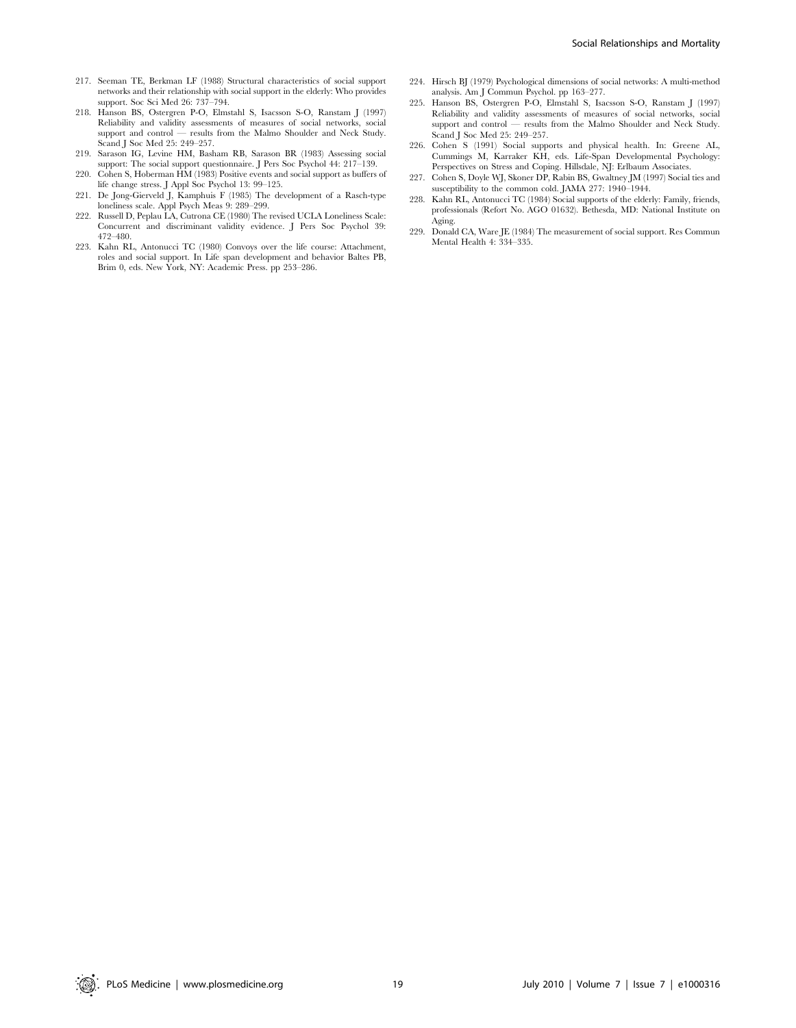217. Seeman TE, Berkman LF (1988) Structural characteristics of social support networks and their relationship with social support in the elderly: Who provides support. Soc Sci Med 26: 737–794.
218. Hanson BS, Ostergren P-O, Elmstahl S, Isacsson S-O, Ranstam J (1997) Reliability and validity assessments of measures of social networks, social support and control — results from the Malmo Shoulder and Neck Study. Scand J Soc Med 25: 249–257.
219. Sarason IG, Levine HM, Basham RB, Sarason BR (1983) Assessing social support: The social support questionnaire. J Pers Soc Psychol 44: 217–139.
220. Cohen S, Hoberman HM (1983) Positive events and social support as buffers of life change stress. J Appl Soc Psychol 13: 99–125.
221. De Jong-Gierveld J, Kamphuis F (1985) The development of a Rasch-type loneliness scale. Appl Psych Meas 9: 289–299.
222. Russell D, Peplau LA, Cutrona CE (1980) The revised UCLA Loneliness Scale: Concurrent and discriminant validity evidence. J Pers Soc Psychol 39: 472–480.
223. Kahn RL, Antonucci TC (1980) Convoys over the life course: Attachment, roles and social support. In Life span development and behavior Baltes PB, Brim 0, eds. New York, NY: Academic Press. pp 253–286.
224. Hirsch BJ (1979) Psychological dimensions of social networks: A multi-method analysis. Am J Commun Psychol. pp 163–277.
225. Hanson BS, Ostergren P-O, Elmstahl S, Isacsson S-O, Ranstam J (1997) Reliability and validity assessments of measures of social networks, social support and control — results from the Malmo Shoulder and Neck Study. Scand J Soc Med 25: 249–257.
226. Cohen S (1991) Social supports and physical health. In: Greene AL, Cummings M, Karraker KH, eds. Life-Span Developmental Psychology: Perspectives on Stress and Coping. Hillsdale, NJ: Erlbaum Associates.
227. Cohen S, Doyle WJ, Skoner DP, Rabin BS, Gwaltney JM (1997) Social ties and susceptibility to the common cold. JAMA 277: 1940–1944.
228. Kahn RL, Antonucci TC (1984) Social supports of the elderly: Family, friends, professionals (Refort No. AGO 01632). Bethesda, MD: National Institute on Aging.
229. Donald CA, Ware JE (1984) The measurement of social support. Res Commun Mental Health 4: 334–335.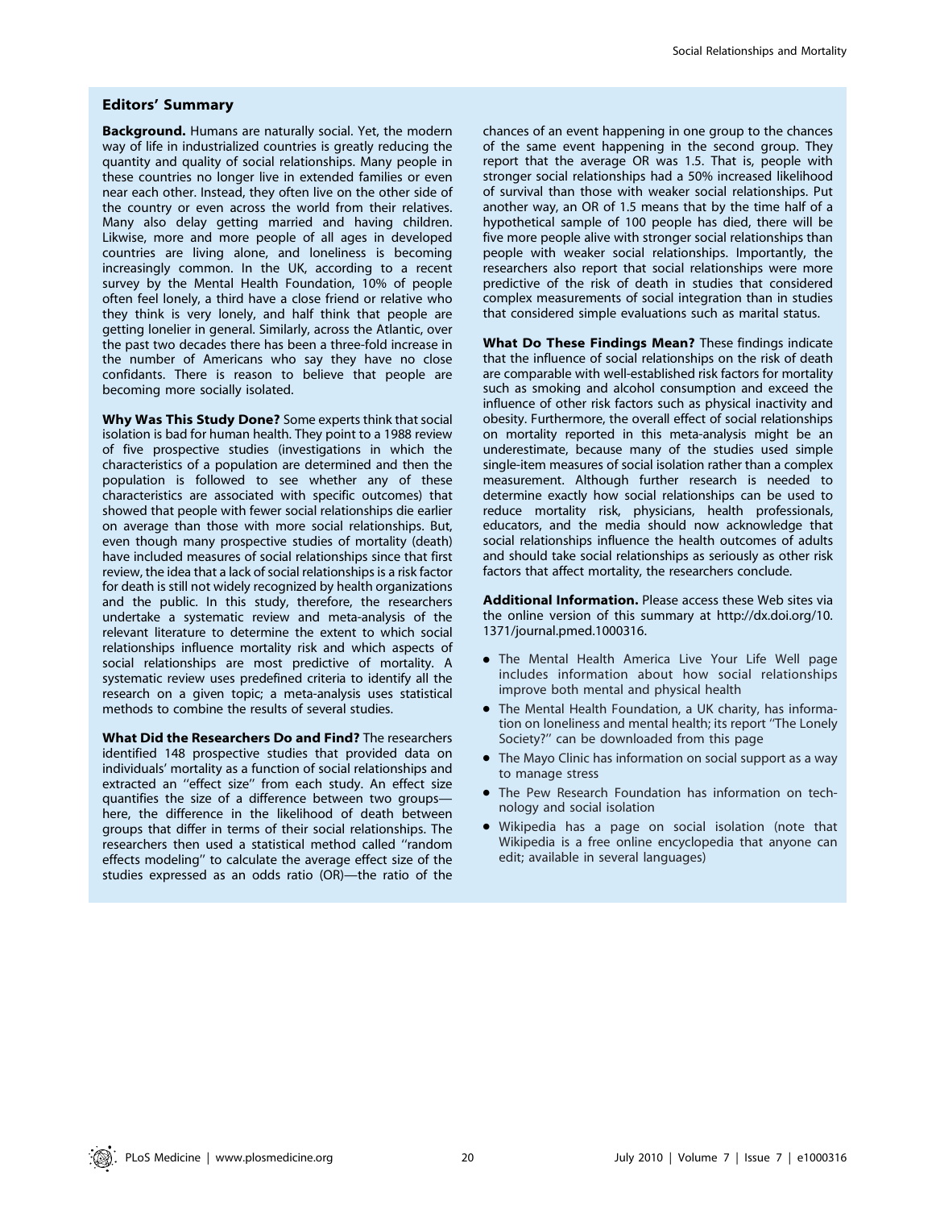## Editors' Summary

**Background.** Humans are naturally social. Yet, the modern way of life in industrialized countries is greatly reducing the quantity and quality of social relationships. Many people in these countries no longer live in extended families or even near each other. Instead, they often live on the other side of the country or even across the world from their relatives. Many also delay getting married and having children. Likewise, more and more people of all ages in developed countries are living alone, and loneliness is becoming increasingly common. In the UK, according to a recent survey by the Mental Health Foundation, 10% of people often feel lonely, a third have a close friend or relative who they think is very lonely, and half think that people are getting lonelier in general. Similarly, across the Atlantic, over the past two decades there has been a three-fold increase in the number of Americans who say they have no close confidants. There is reason to believe that people are becoming more socially isolated.

**Why Was This Study Done?** Some experts think that social isolation is bad for human health. They point to a 1988 review of five prospective studies (investigations in which the characteristics of a population are determined and then the population is followed to see whether any of these characteristics are associated with specific outcomes) that showed that people with fewer social relationships die earlier on average than those with more social relationships. But, even though many prospective studies of mortality (death) have included measures of social relationships since that first review, the idea that a lack of social relationships is a risk factor for death is still not widely recognized by health organizations and the public. In this study, therefore, the researchers undertake a systematic review and meta-analysis of the relevant literature to determine the extent to which social relationships influence mortality risk and which aspects of social relationships are most predictive of mortality. A systematic review uses predefined criteria to identify all the research on a given topic; a meta-analysis uses statistical methods to combine the results of several studies.

**What Did the Researchers Do and Find?** The researchers identified 148 prospective studies that provided data on individuals' mortality as a function of social relationships and extracted an ''effect size'' from each study. An effect size quantifies the size of a difference between two groups—here, the difference in the likelihood of death between groups that differ in terms of their social relationships. The researchers then used a statistical method called ''random effects modeling'' to calculate the average effect size of the studies expressed as an odds ratio (OR)—the ratio of the chances of an event happening in one group to the chances of the same event happening in the second group. They report that the average OR was 1.5. That is, people with stronger social relationships had a 50% increased likelihood of survival than those with weaker social relationships. Put another way, an OR of 1.5 means that by the time half of a hypothetical sample of 100 people has died, there will be five more people alive with stronger social relationships than people with weaker social relationships. Importantly, the researchers also report that social relationships were more predictive of the risk of death in studies that considered complex measurements of social integration than in studies that considered simple evaluations such as marital status.

**What Do These Findings Mean?** These findings indicate that the influence of social relationships on the risk of death are comparable with well-established risk factors for mortality such as smoking and alcohol consumption and exceed the influence of other risk factors such as physical inactivity and obesity. Furthermore, the overall effect of social relationships on mortality reported in this meta-analysis might be an underestimate, because many of the studies used simple single-item measures of social isolation rather than a complex measurement. Although further research is needed to determine exactly how social relationships can be used to reduce mortality risk, physicians, health professionals, educators, and the media should now acknowledge that social relationships influence the health outcomes of adults and should take social relationships as seriously as other risk factors that affect mortality, the researchers conclude.

**Additional Information.** Please access these Web sites via the online version of this summary at http://dx.doi.org/10.1371/journal.pmed.1000316.

- The Mental Health America Live Your Life Well page includes information about how social relationships improve both mental and physical health
- The Mental Health Foundation, a UK charity, has information on loneliness and mental health; its report ''The Lonely Society?'' can be downloaded from this page
- The Mayo Clinic has information on social support as a way to manage stress
- The Pew Research Foundation has information on technology and social isolation
- Wikipedia has a page on social isolation (note that Wikipedia is a free online encyclopedia that anyone can edit; available in several languages)